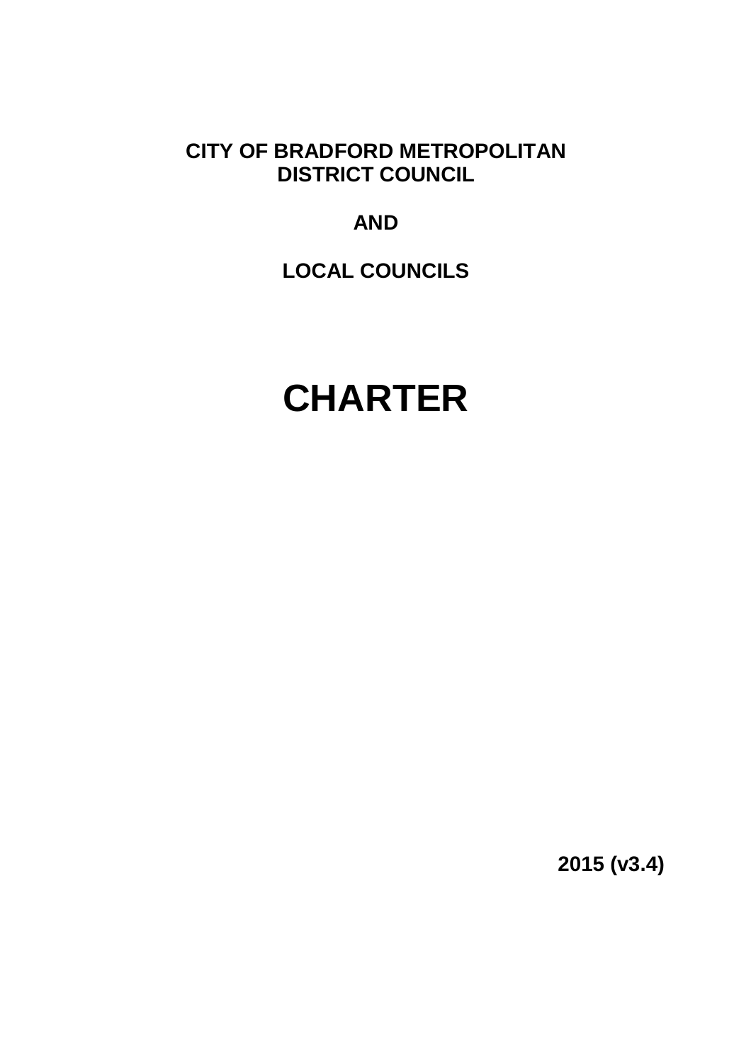**CITY OF BRADFORD METROPOLITAN DISTRICT COUNCIL**

**AND**

**LOCAL COUNCILS**

# CHARTER

**2015 (v3.4)**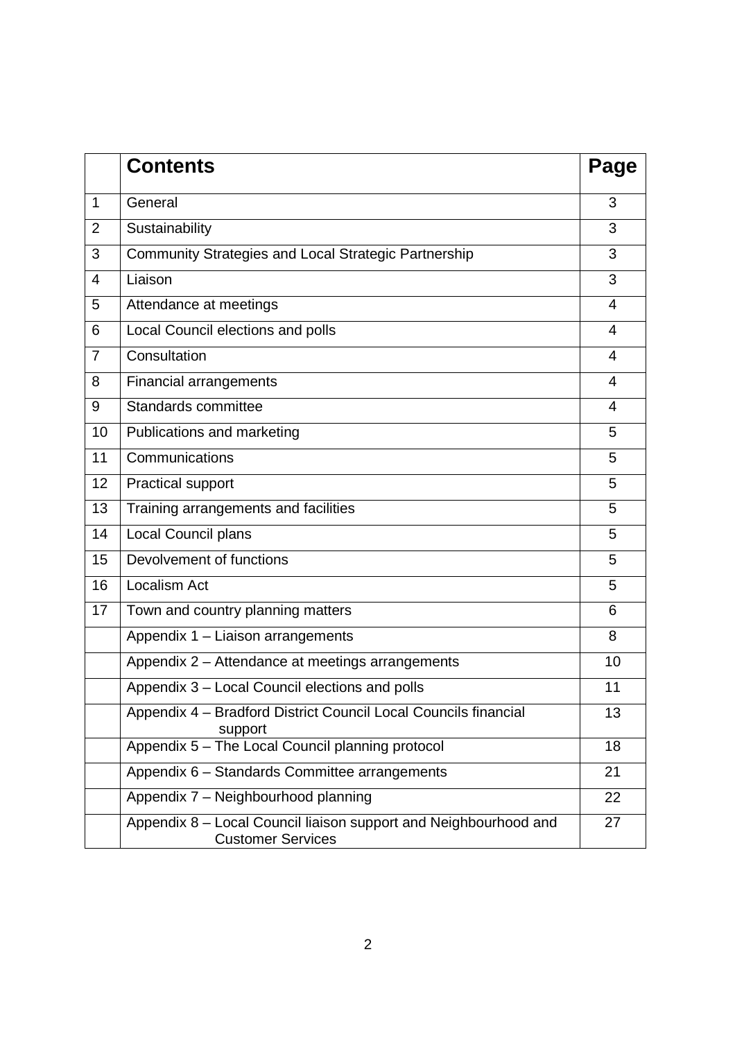| | **Contents** | **Page** |
|---|---|---|
| 1 | General | 3 |
| 2 | Sustainability | 3 |
| 3 | Community Strategies and Local Strategic Partnership | 3 |
| 4 | Liaison | 3 |
| 5 | Attendance at meetings | 4 |
| 6 | Local Council elections and polls | 4 |
| 7 | Consultation | 4 |
| 8 | Financial arrangements | 4 |
| 9 | Standards committee | 4 |
| 10 | Publications and marketing | 5 |
| 11 | Communications | 5 |
| 12 | Practical support | 5 |
| 13 | Training arrangements and facilities | 5 |
| 14 | Local Council plans | 5 |
| 15 | Devolvement of functions | 5 |
| 16 | Localism Act | 5 |
| 17 | Town and country planning matters | 6 |
| | Appendix 1 – Liaison arrangements | 8 |
| | Appendix 2 – Attendance at meetings arrangements | 10 |
| | Appendix 3 – Local Council elections and polls | 11 |
| | Appendix 4 – Bradford District Council Local Councils financial support | 13 |
| | Appendix 5 – The Local Council planning protocol | 18 |
| | Appendix 6 – Standards Committee arrangements | 21 |
| | Appendix 7 – Neighbourhood planning | 22 |
| | Appendix 8 – Local Council liaison support and Neighbourhood and Customer Services | 27 |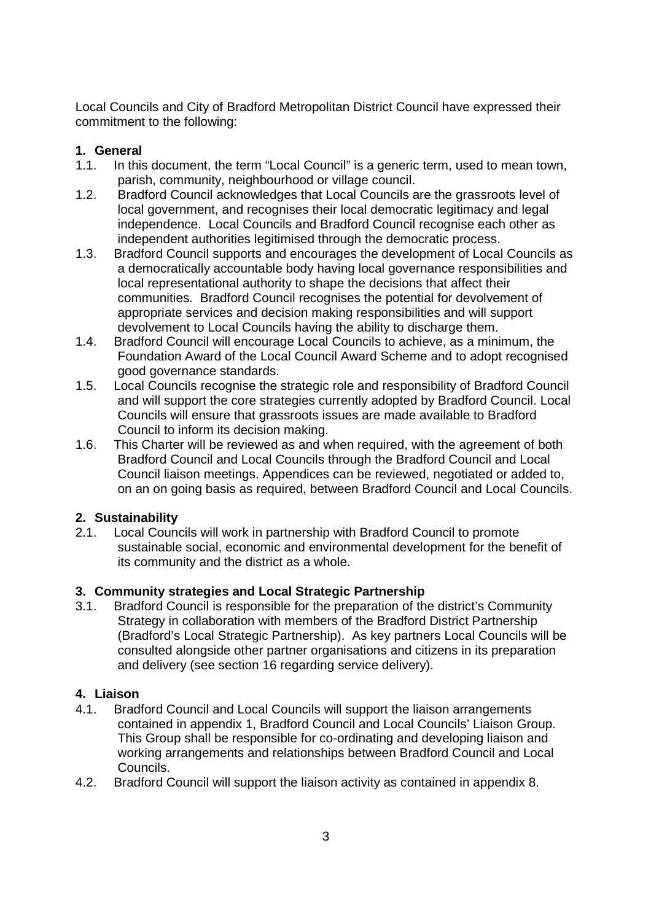Local Councils and City of Bradford Metropolitan District Council have expressed their commitment to the following:

## 1. General

1.1. In this document, the term “Local Council” is a generic term, used to mean town, parish, community, neighbourhood or village council.

1.2. Bradford Council acknowledges that Local Councils are the grassroots level of local government, and recognises their local democratic legitimacy and legal independence. Local Councils and Bradford Council recognise each other as independent authorities legitimised through the democratic process.

1.3. Bradford Council supports and encourages the development of Local Councils as a democratically accountable body having local governance responsibilities and local representational authority to shape the decisions that affect their communities. Bradford Council recognises the potential for devolvement of appropriate services and decision making responsibilities and will support devolvement to Local Councils having the ability to discharge them.

1.4. Bradford Council will encourage Local Councils to achieve, as a minimum, the Foundation Award of the Local Council Award Scheme and to adopt recognised good governance standards.

1.5. Local Councils recognise the strategic role and responsibility of Bradford Council and will support the core strategies currently adopted by Bradford Council. Local Councils will ensure that grassroots issues are made available to Bradford Council to inform its decision making.

1.6. This Charter will be reviewed as and when required, with the agreement of both Bradford Council and Local Councils through the Bradford Council and Local Council liaison meetings. Appendices can be reviewed, negotiated or added to, on an on going basis as required, between Bradford Council and Local Councils.

## 2. Sustainability

2.1. Local Councils will work in partnership with Bradford Council to promote sustainable social, economic and environmental development for the benefit of its community and the district as a whole.

## 3. Community strategies and Local Strategic Partnership

3.1. Bradford Council is responsible for the preparation of the district’s Community Strategy in collaboration with members of the Bradford District Partnership (Bradford’s Local Strategic Partnership). As key partners Local Councils will be consulted alongside other partner organisations and citizens in its preparation and delivery (see section 16 regarding service delivery).

## 4. Liaison

4.1. Bradford Council and Local Councils will support the liaison arrangements contained in appendix 1, Bradford Council and Local Councils’ Liaison Group. This Group shall be responsible for co-ordinating and developing liaison and working arrangements and relationships between Bradford Council and Local Councils.

4.2. Bradford Council will support the liaison activity as contained in appendix 8.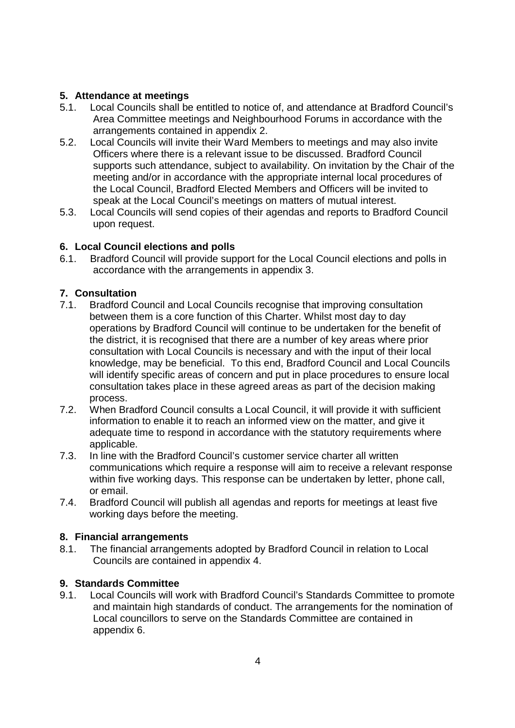## 5. Attendance at meetings

5.1. Local Councils shall be entitled to notice of, and attendance at Bradford Council's Area Committee meetings and Neighbourhood Forums in accordance with the arrangements contained in appendix 2.

5.2. Local Councils will invite their Ward Members to meetings and may also invite Officers where there is a relevant issue to be discussed. Bradford Council supports such attendance, subject to availability. On invitation by the Chair of the meeting and/or in accordance with the appropriate internal local procedures of the Local Council, Bradford Elected Members and Officers will be invited to speak at the Local Council's meetings on matters of mutual interest.

5.3. Local Councils will send copies of their agendas and reports to Bradford Council upon request.

## 6. Local Council elections and polls

6.1. Bradford Council will provide support for the Local Council elections and polls in accordance with the arrangements in appendix 3.

## 7. Consultation

7.1. Bradford Council and Local Councils recognise that improving consultation between them is a core function of this Charter. Whilst most day to day operations by Bradford Council will continue to be undertaken for the benefit of the district, it is recognised that there are a number of key areas where prior consultation with Local Councils is necessary and with the input of their local knowledge, may be beneficial. To this end, Bradford Council and Local Councils will identify specific areas of concern and put in place procedures to ensure local consultation takes place in these agreed areas as part of the decision making process.

7.2. When Bradford Council consults a Local Council, it will provide it with sufficient information to enable it to reach an informed view on the matter, and give it adequate time to respond in accordance with the statutory requirements where applicable.

7.3. In line with the Bradford Council's customer service charter all written communications which require a response will aim to receive a relevant response within five working days. This response can be undertaken by letter, phone call, or email.

7.4. Bradford Council will publish all agendas and reports for meetings at least five working days before the meeting.

## 8. Financial arrangements

8.1. The financial arrangements adopted by Bradford Council in relation to Local Councils are contained in appendix 4.

## 9. Standards Committee

9.1. Local Councils will work with Bradford Council's Standards Committee to promote and maintain high standards of conduct. The arrangements for the nomination of Local councillors to serve on the Standards Committee are contained in appendix 6.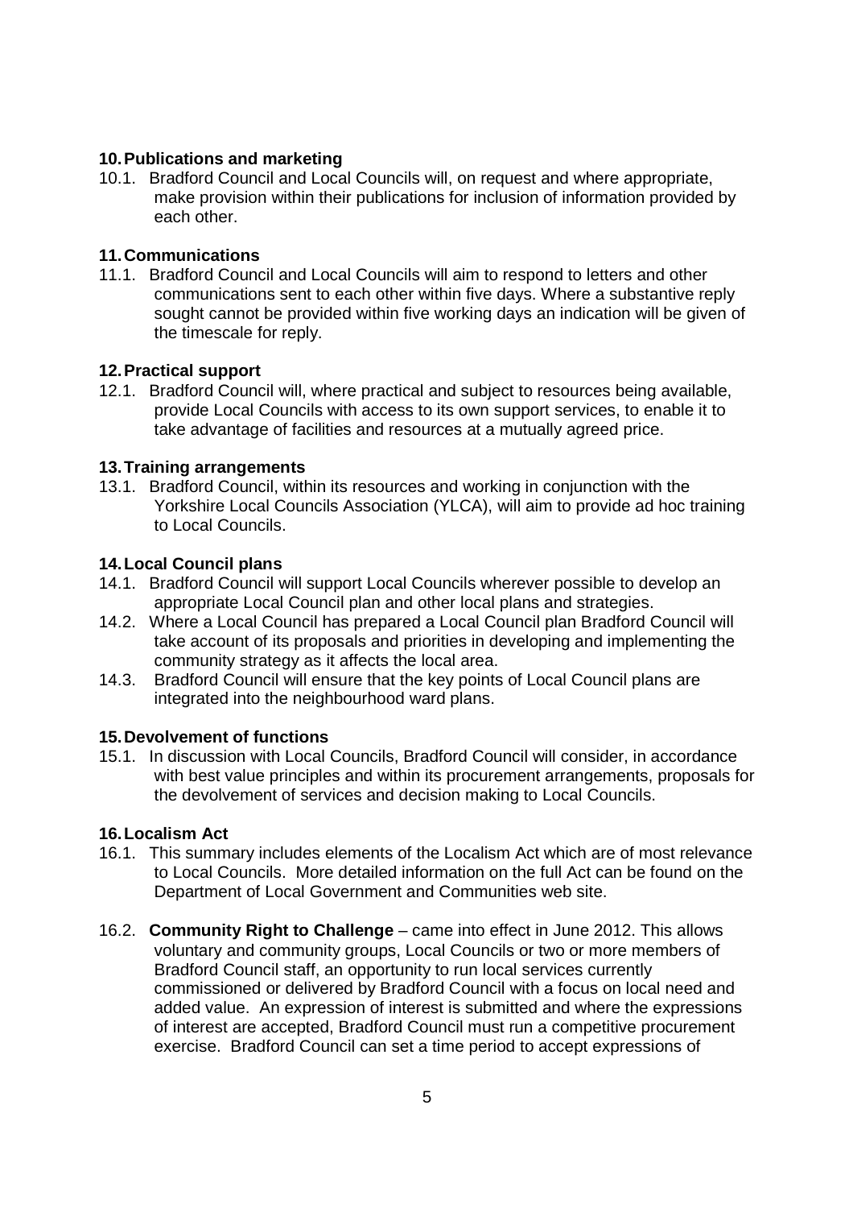## 10. Publications and marketing

10.1. Bradford Council and Local Councils will, on request and where appropriate, make provision within their publications for inclusion of information provided by each other.

## 11. Communications

11.1. Bradford Council and Local Councils will aim to respond to letters and other communications sent to each other within five days. Where a substantive reply sought cannot be provided within five working days an indication will be given of the timescale for reply.

## 12. Practical support

12.1. Bradford Council will, where practical and subject to resources being available, provide Local Councils with access to its own support services, to enable it to take advantage of facilities and resources at a mutually agreed price.

## 13. Training arrangements

13.1. Bradford Council, within its resources and working in conjunction with the Yorkshire Local Councils Association (YLCA), will aim to provide ad hoc training to Local Councils.

## 14. Local Council plans

14.1. Bradford Council will support Local Councils wherever possible to develop an appropriate Local Council plan and other local plans and strategies.

14.2. Where a Local Council has prepared a Local Council plan Bradford Council will take account of its proposals and priorities in developing and implementing the community strategy as it affects the local area.

14.3. Bradford Council will ensure that the key points of Local Council plans are integrated into the neighbourhood ward plans.

## 15. Devolvement of functions

15.1. In discussion with Local Councils, Bradford Council will consider, in accordance with best value principles and within its procurement arrangements, proposals for the devolvement of services and decision making to Local Councils.

## 16. Localism Act

16.1. This summary includes elements of the Localism Act which are of most relevance to Local Councils. More detailed information on the full Act can be found on the Department of Local Government and Communities web site.

16.2. **Community Right to Challenge** – came into effect in June 2012. This allows voluntary and community groups, Local Councils or two or more members of Bradford Council staff, an opportunity to run local services currently commissioned or delivered by Bradford Council with a focus on local need and added value. An expression of interest is submitted and where the expressions of interest are accepted, Bradford Council must run a competitive procurement exercise. Bradford Council can set a time period to accept expressions of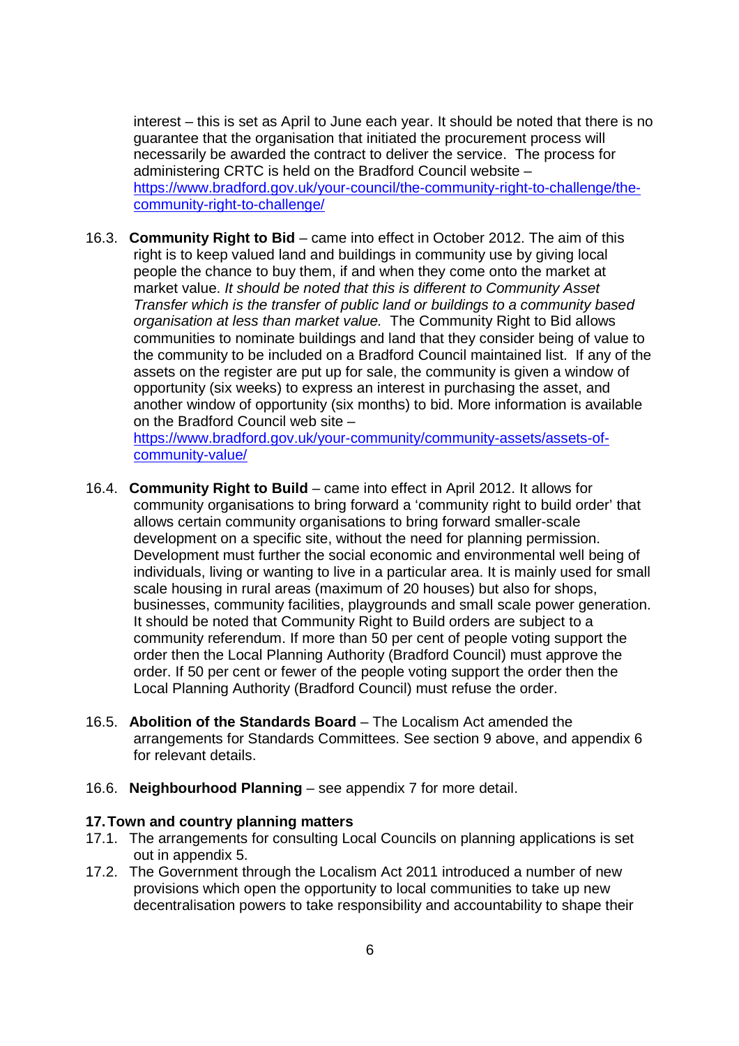interest – this is set as April to June each year. It should be noted that there is no guarantee that the organisation that initiated the procurement process will necessarily be awarded the contract to deliver the service. The process for administering CRTC is held on the Bradford Council website – [https://www.bradford.gov.uk/your-council/the-community-right-to-challenge/the-community-right-to-challenge/](https://www.bradford.gov.uk/your-council/the-community-right-to-challenge/the-community-right-to-challenge/)

16.3. **Community Right to Bid** – came into effect in October 2012. The aim of this right is to keep valued land and buildings in community use by giving local people the chance to buy them, if and when they come onto the market at market value. *It should be noted that this is different to Community Asset Transfer which is the transfer of public land or buildings to a community based organisation at less than market value.* The Community Right to Bid allows communities to nominate buildings and land that they consider being of value to the community to be included on a Bradford Council maintained list. If any of the assets on the register are put up for sale, the community is given a window of opportunity (six weeks) to express an interest in purchasing the asset, and another window of opportunity (six months) to bid. More information is available on the Bradford Council web site – [https://www.bradford.gov.uk/your-community/community-assets/assets-of-community-value/](https://www.bradford.gov.uk/your-community/community-assets/assets-of-community-value/)

16.4. **Community Right to Build** – came into effect in April 2012. It allows for community organisations to bring forward a 'community right to build order' that allows certain community organisations to bring forward smaller-scale development on a specific site, without the need for planning permission. Development must further the social economic and environmental well being of individuals, living or wanting to live in a particular area. It is mainly used for small scale housing in rural areas (maximum of 20 houses) but also for shops, businesses, community facilities, playgrounds and small scale power generation. It should be noted that Community Right to Build orders are subject to a community referendum. If more than 50 per cent of people voting support the order then the Local Planning Authority (Bradford Council) must approve the order. If 50 per cent or fewer of the people voting support the order then the Local Planning Authority (Bradford Council) must refuse the order.

16.5. **Abolition of the Standards Board** – The Localism Act amended the arrangements for Standards Committees. See section 9 above, and appendix 6 for relevant details.

16.6. **Neighbourhood Planning** – see appendix 7 for more detail.

## 17. Town and country planning matters

17.1. The arrangements for consulting Local Councils on planning applications is set out in appendix 5.

17.2. The Government through the Localism Act 2011 introduced a number of new provisions which open the opportunity to local communities to take up new decentralisation powers to take responsibility and accountability to shape their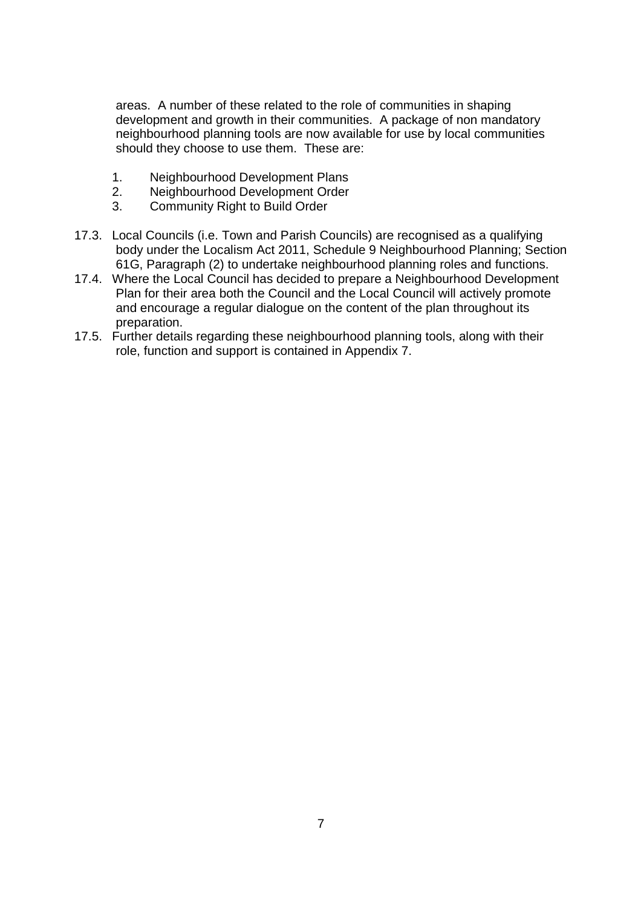areas. A number of these related to the role of communities in shaping development and growth in their communities. A package of non mandatory neighbourhood planning tools are now available for use by local communities should they choose to use them. These are:

1. Neighbourhood Development Plans
2. Neighbourhood Development Order
3. Community Right to Build Order

17.3. Local Councils (i.e. Town and Parish Councils) are recognised as a qualifying body under the Localism Act 2011, Schedule 9 Neighbourhood Planning; Section 61G, Paragraph (2) to undertake neighbourhood planning roles and functions.

17.4. Where the Local Council has decided to prepare a Neighbourhood Development Plan for their area both the Council and the Local Council will actively promote and encourage a regular dialogue on the content of the plan throughout its preparation.

17.5. Further details regarding these neighbourhood planning tools, along with their role, function and support is contained in Appendix 7.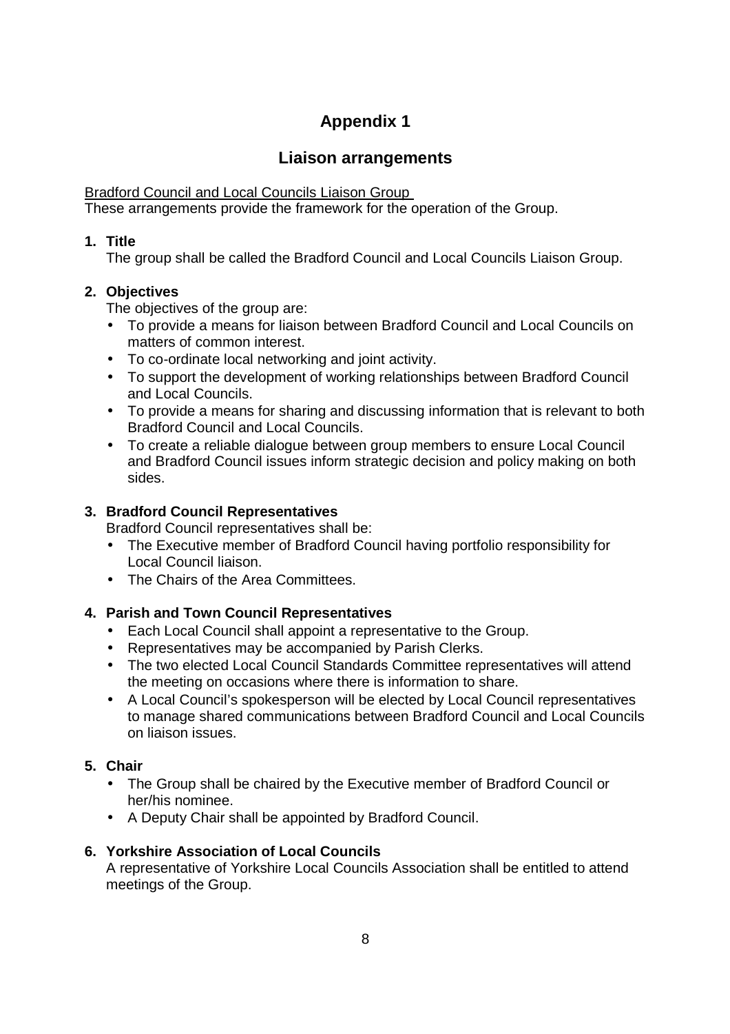# Appendix 1

## Liaison arrangements

Bradford Council and Local Councils Liaison Group

These arrangements provide the framework for the operation of the Group.

1. **Title**

   The group shall be called the Bradford Council and Local Councils Liaison Group.

2. **Objectives**

   The objectives of the group are:

   - To provide a means for liaison between Bradford Council and Local Councils on matters of common interest.
   - To co-ordinate local networking and joint activity.
   - To support the development of working relationships between Bradford Council and Local Councils.
   - To provide a means for sharing and discussing information that is relevant to both Bradford Council and Local Councils.
   - To create a reliable dialogue between group members to ensure Local Council and Bradford Council issues inform strategic decision and policy making on both sides.

3. **Bradford Council Representatives**

   Bradford Council representatives shall be:

   - The Executive member of Bradford Council having portfolio responsibility for Local Council liaison.
   - The Chairs of the Area Committees.

4. **Parish and Town Council Representatives**

   - Each Local Council shall appoint a representative to the Group.
   - Representatives may be accompanied by Parish Clerks.
   - The two elected Local Council Standards Committee representatives will attend the meeting on occasions where there is information to share.
   - A Local Council's spokesperson will be elected by Local Council representatives to manage shared communications between Bradford Council and Local Councils on liaison issues.

5. **Chair**

   - The Group shall be chaired by the Executive member of Bradford Council or her/his nominee.
   - A Deputy Chair shall be appointed by Bradford Council.

6. **Yorkshire Association of Local Councils**

   A representative of Yorkshire Local Councils Association shall be entitled to attend meetings of the Group.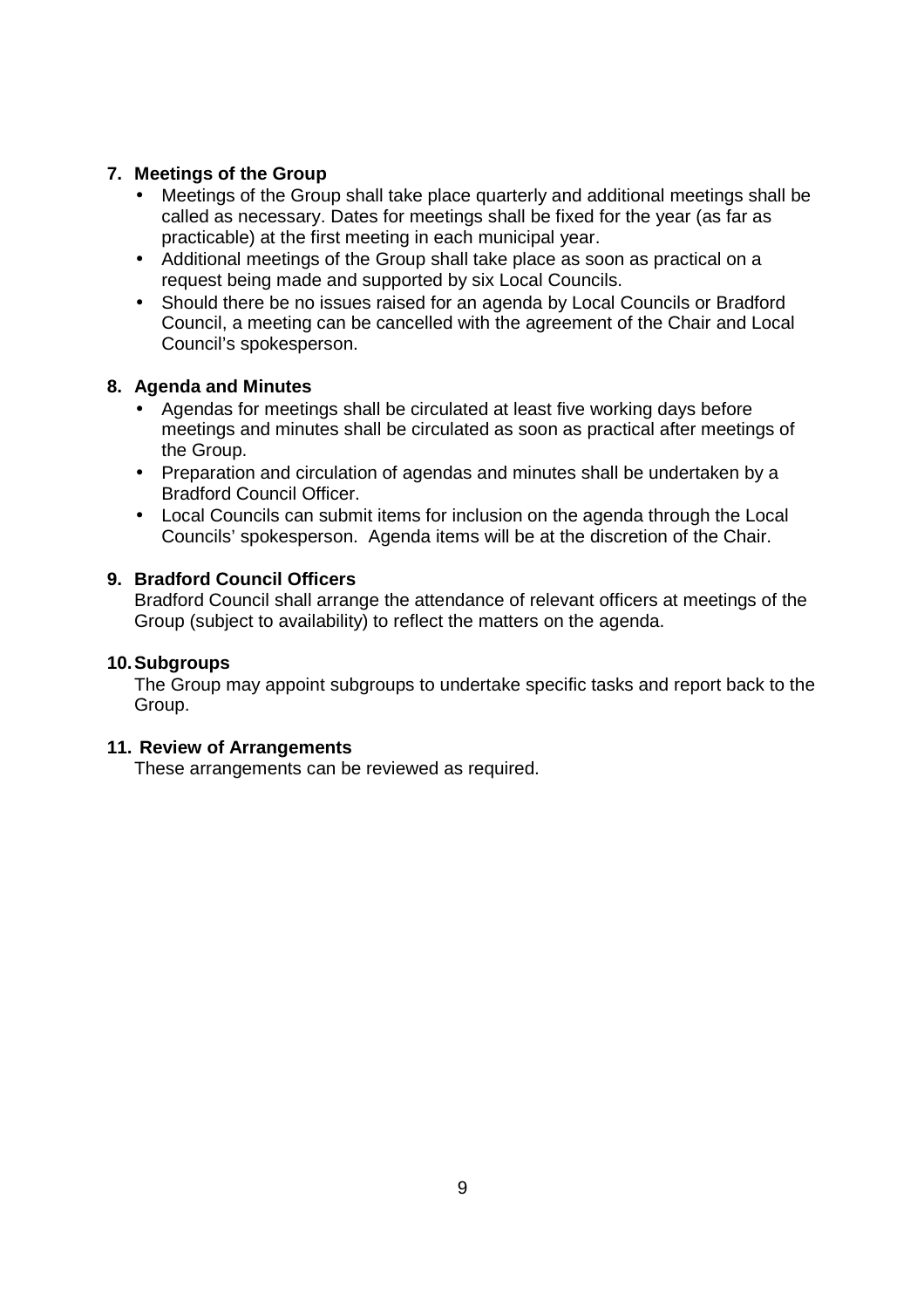## 7. Meetings of the Group

- Meetings of the Group shall take place quarterly and additional meetings shall be called as necessary. Dates for meetings shall be fixed for the year (as far as practicable) at the first meeting in each municipal year.
- Additional meetings of the Group shall take place as soon as practical on a request being made and supported by six Local Councils.
- Should there be no issues raised for an agenda by Local Councils or Bradford Council, a meeting can be cancelled with the agreement of the Chair and Local Council's spokesperson.

## 8. Agenda and Minutes

- Agendas for meetings shall be circulated at least five working days before meetings and minutes shall be circulated as soon as practical after meetings of the Group.
- Preparation and circulation of agendas and minutes shall be undertaken by a Bradford Council Officer.
- Local Councils can submit items for inclusion on the agenda through the Local Councils' spokesperson. Agenda items will be at the discretion of the Chair.

## 9. Bradford Council Officers

Bradford Council shall arrange the attendance of relevant officers at meetings of the Group (subject to availability) to reflect the matters on the agenda.

## 10. Subgroups

The Group may appoint subgroups to undertake specific tasks and report back to the Group.

## 11. Review of Arrangements

These arrangements can be reviewed as required.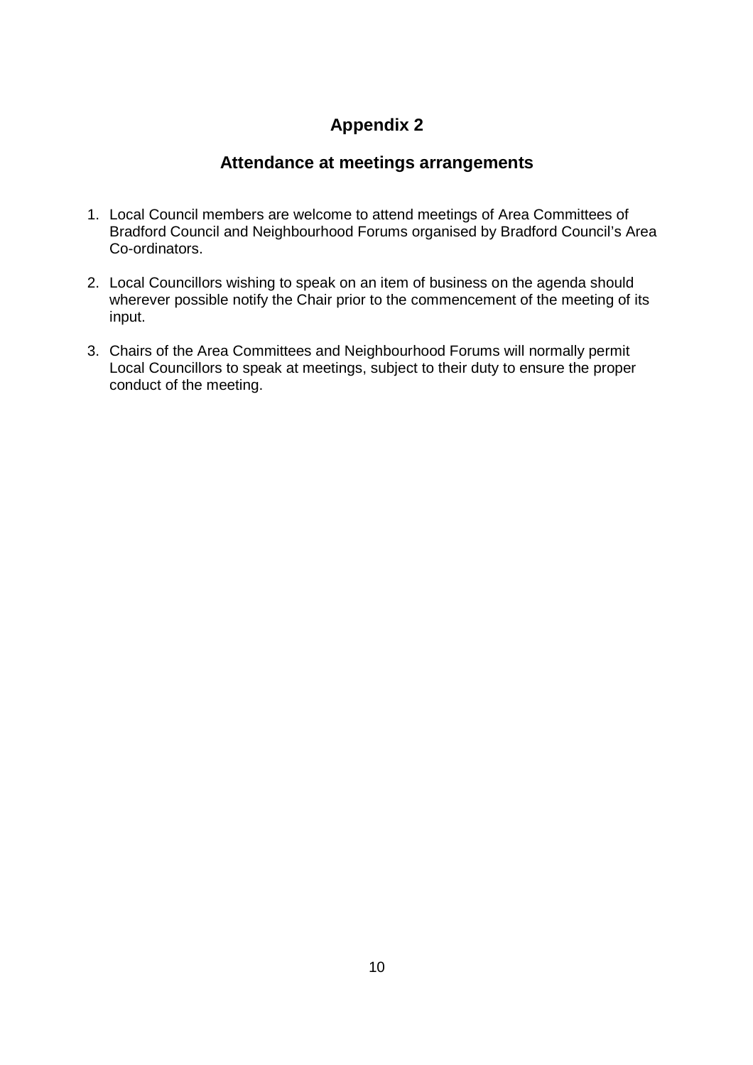## Appendix 2

## Attendance at meetings arrangements

1. Local Council members are welcome to attend meetings of Area Committees of Bradford Council and Neighbourhood Forums organised by Bradford Council's Area Co-ordinators.

2. Local Councillors wishing to speak on an item of business on the agenda should wherever possible notify the Chair prior to the commencement of the meeting of its input.

3. Chairs of the Area Committees and Neighbourhood Forums will normally permit Local Councillors to speak at meetings, subject to their duty to ensure the proper conduct of the meeting.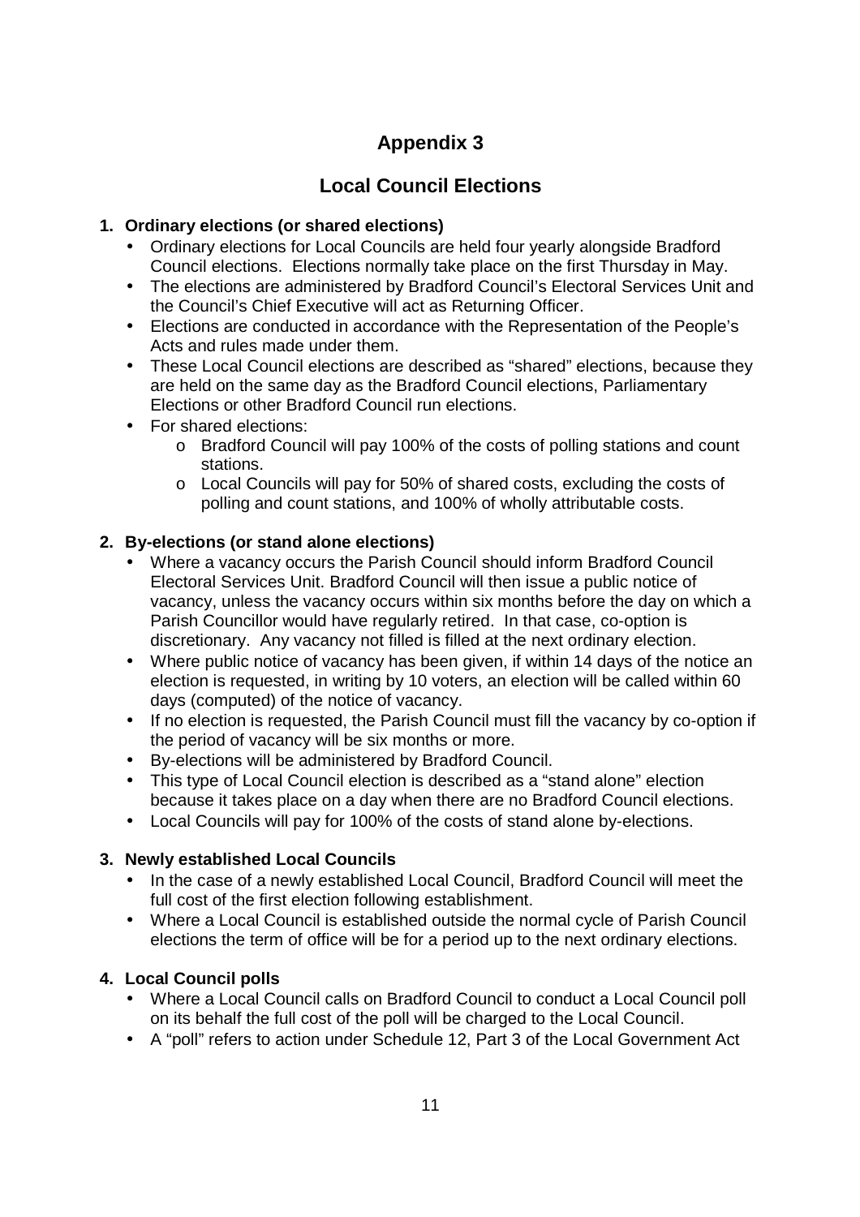# Appendix 3

## Local Council Elections

### 1. Ordinary elections (or shared elections)

- Ordinary elections for Local Councils are held four yearly alongside Bradford Council elections. Elections normally take place on the first Thursday in May.
- The elections are administered by Bradford Council's Electoral Services Unit and the Council's Chief Executive will act as Returning Officer.
- Elections are conducted in accordance with the Representation of the People's Acts and rules made under them.
- These Local Council elections are described as "shared" elections, because they are held on the same day as the Bradford Council elections, Parliamentary Elections or other Bradford Council run elections.
- For shared elections:
  - Bradford Council will pay 100% of the costs of polling stations and count stations.
  - Local Councils will pay for 50% of shared costs, excluding the costs of polling and count stations, and 100% of wholly attributable costs.

### 2. By-elections (or stand alone elections)

- Where a vacancy occurs the Parish Council should inform Bradford Council Electoral Services Unit. Bradford Council will then issue a public notice of vacancy, unless the vacancy occurs within six months before the day on which a Parish Councillor would have regularly retired. In that case, co-option is discretionary. Any vacancy not filled is filled at the next ordinary election.
- Where public notice of vacancy has been given, if within 14 days of the notice an election is requested, in writing by 10 voters, an election will be called within 60 days (computed) of the notice of vacancy.
- If no election is requested, the Parish Council must fill the vacancy by co-option if the period of vacancy will be six months or more.
- By-elections will be administered by Bradford Council.
- This type of Local Council election is described as a "stand alone" election because it takes place on a day when there are no Bradford Council elections.
- Local Councils will pay for 100% of the costs of stand alone by-elections.

### 3. Newly established Local Councils

- In the case of a newly established Local Council, Bradford Council will meet the full cost of the first election following establishment.
- Where a Local Council is established outside the normal cycle of Parish Council elections the term of office will be for a period up to the next ordinary elections.

### 4. Local Council polls

- Where a Local Council calls on Bradford Council to conduct a Local Council poll on its behalf the full cost of the poll will be charged to the Local Council.
- A "poll" refers to action under Schedule 12, Part 3 of the Local Government Act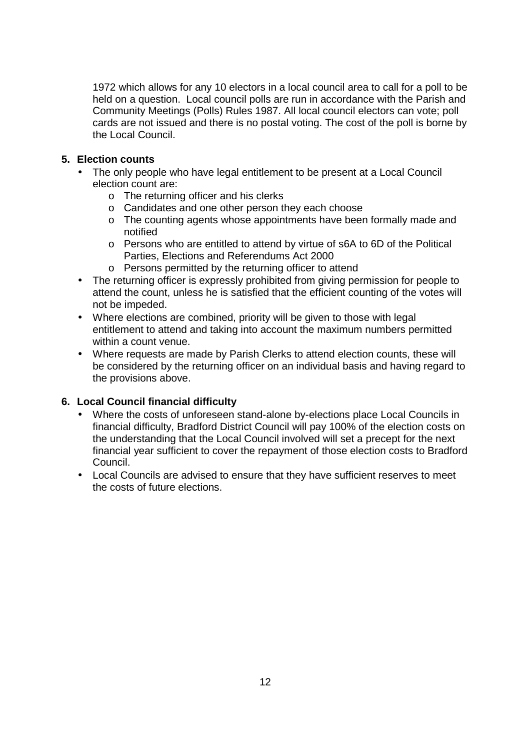1972 which allows for any 10 electors in a local council area to call for a poll to be held on a question. Local council polls are run in accordance with the Parish and Community Meetings (Polls) Rules 1987. All local council electors can vote; poll cards are not issued and there is no postal voting. The cost of the poll is borne by the Local Council.

## 5. Election counts

- The only people who have legal entitlement to be present at a Local Council election count are:
  - The returning officer and his clerks
  - Candidates and one other person they each choose
  - The counting agents whose appointments have been formally made and notified
  - Persons who are entitled to attend by virtue of s6A to 6D of the Political Parties, Elections and Referendums Act 2000
  - Persons permitted by the returning officer to attend
- The returning officer is expressly prohibited from giving permission for people to attend the count, unless he is satisfied that the efficient counting of the votes will not be impeded.
- Where elections are combined, priority will be given to those with legal entitlement to attend and taking into account the maximum numbers permitted within a count venue.
- Where requests are made by Parish Clerks to attend election counts, these will be considered by the returning officer on an individual basis and having regard to the provisions above.

## 6. Local Council financial difficulty

- Where the costs of unforeseen stand-alone by-elections place Local Councils in financial difficulty, Bradford District Council will pay 100% of the election costs on the understanding that the Local Council involved will set a precept for the next financial year sufficient to cover the repayment of those election costs to Bradford Council.
- Local Councils are advised to ensure that they have sufficient reserves to meet the costs of future elections.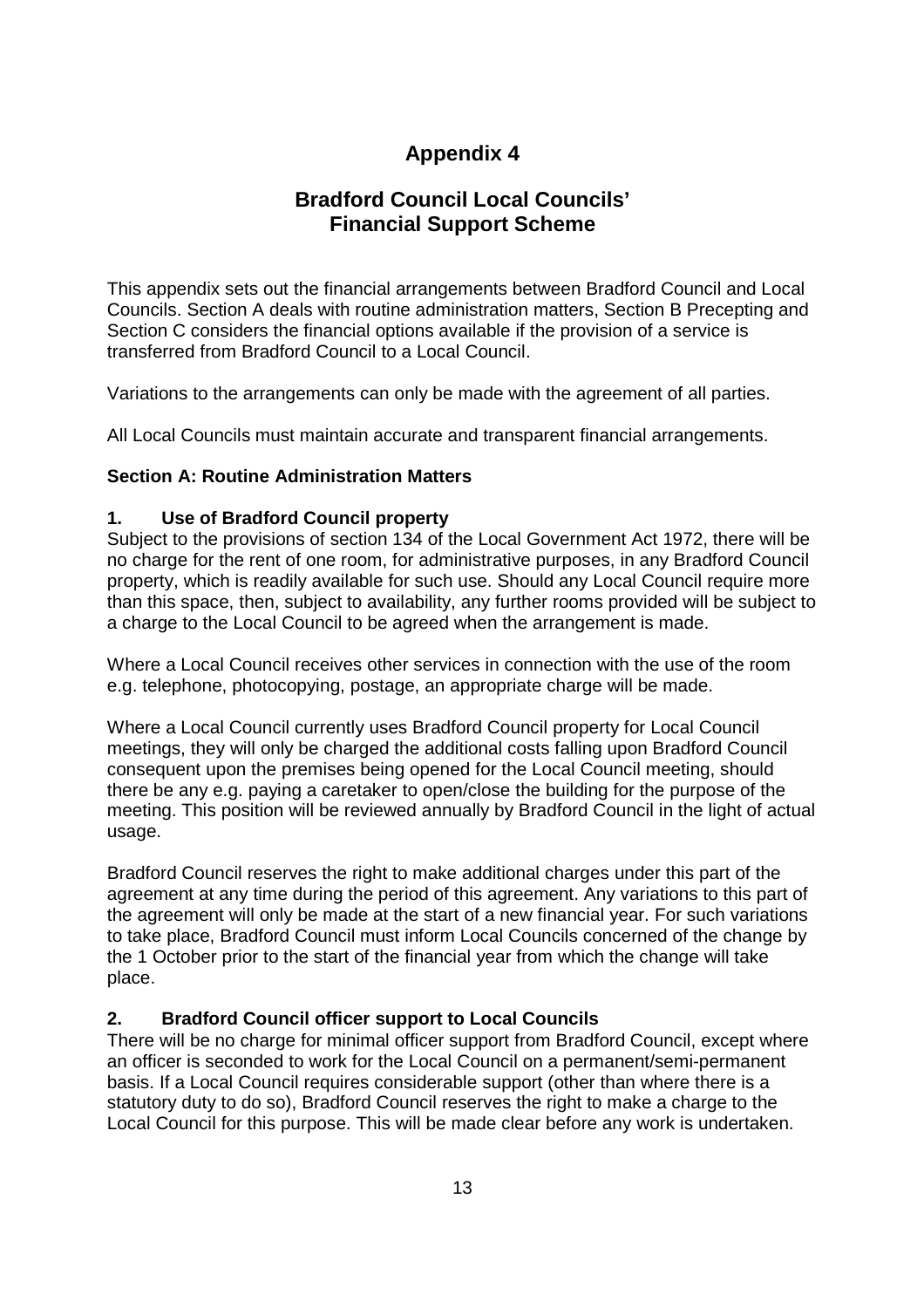# Appendix 4

## Bradford Council Local Councils' Financial Support Scheme

This appendix sets out the financial arrangements between Bradford Council and Local Councils. Section A deals with routine administration matters, Section B Precepting and Section C considers the financial options available if the provision of a service is transferred from Bradford Council to a Local Council.

Variations to the arrangements can only be made with the agreement of all parties.

All Local Councils must maintain accurate and transparent financial arrangements.

### Section A: Routine Administration Matters

#### 1. Use of Bradford Council property

Subject to the provisions of section 134 of the Local Government Act 1972, there will be no charge for the rent of one room, for administrative purposes, in any Bradford Council property, which is readily available for such use. Should any Local Council require more than this space, then, subject to availability, any further rooms provided will be subject to a charge to the Local Council to be agreed when the arrangement is made.

Where a Local Council receives other services in connection with the use of the room e.g. telephone, photocopying, postage, an appropriate charge will be made.

Where a Local Council currently uses Bradford Council property for Local Council meetings, they will only be charged the additional costs falling upon Bradford Council consequent upon the premises being opened for the Local Council meeting, should there be any e.g. paying a caretaker to open/close the building for the purpose of the meeting. This position will be reviewed annually by Bradford Council in the light of actual usage.

Bradford Council reserves the right to make additional charges under this part of the agreement at any time during the period of this agreement. Any variations to this part of the agreement will only be made at the start of a new financial year. For such variations to take place, Bradford Council must inform Local Councils concerned of the change by the 1 October prior to the start of the financial year from which the change will take place.

#### 2. Bradford Council officer support to Local Councils

There will be no charge for minimal officer support from Bradford Council, except where an officer is seconded to work for the Local Council on a permanent/semi-permanent basis. If a Local Council requires considerable support (other than where there is a statutory duty to do so), Bradford Council reserves the right to make a charge to the Local Council for this purpose. This will be made clear before any work is undertaken.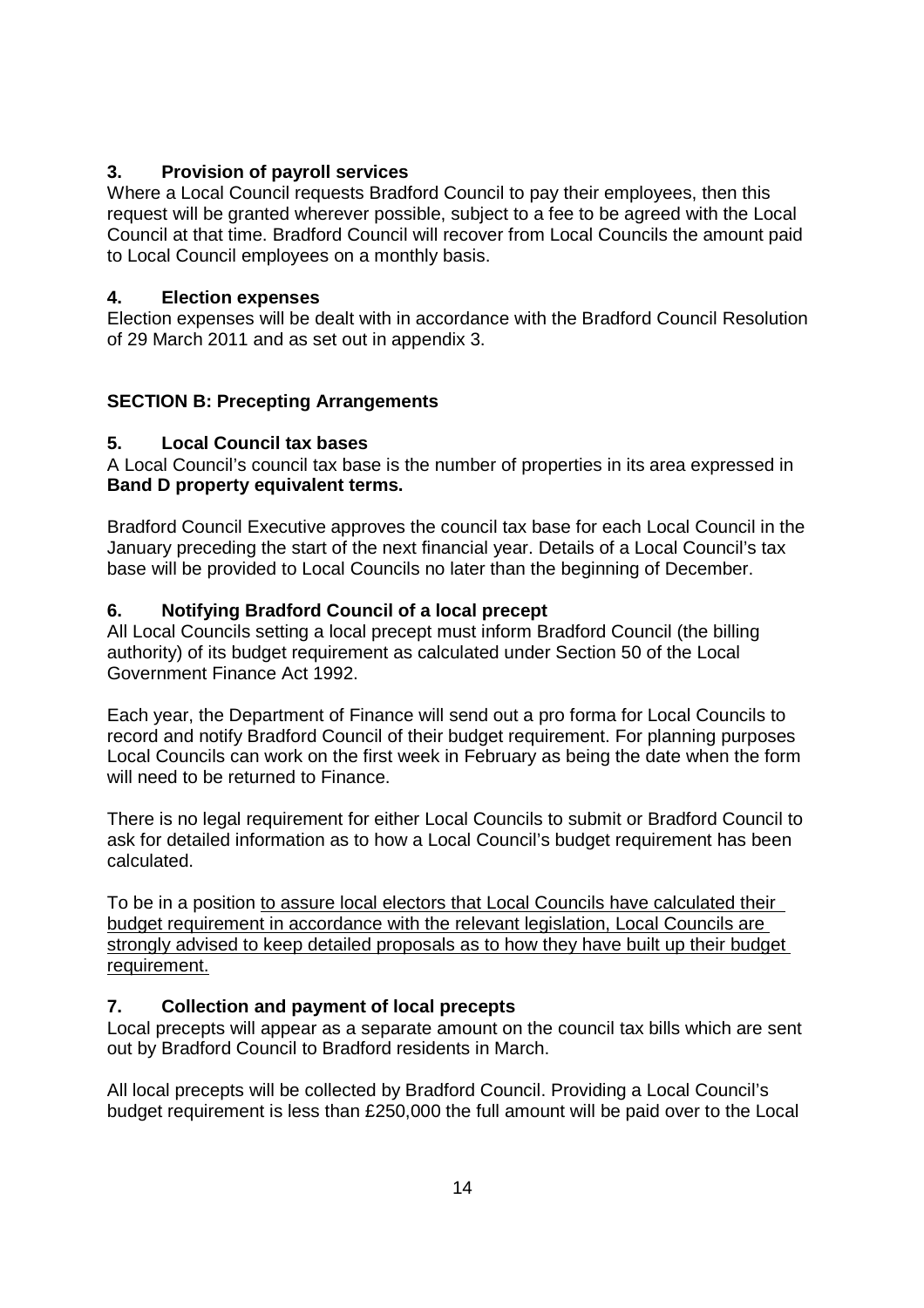### 3. Provision of payroll services

Where a Local Council requests Bradford Council to pay their employees, then this request will be granted wherever possible, subject to a fee to be agreed with the Local Council at that time. Bradford Council will recover from Local Councils the amount paid to Local Council employees on a monthly basis.

### 4. Election expenses

Election expenses will be dealt with in accordance with the Bradford Council Resolution of 29 March 2011 and as set out in appendix 3.

## SECTION B: Precepting Arrangements

### 5. Local Council tax bases

A Local Council's council tax base is the number of properties in its area expressed in **Band D property equivalent terms.**

Bradford Council Executive approves the council tax base for each Local Council in the January preceding the start of the next financial year. Details of a Local Council's tax base will be provided to Local Councils no later than the beginning of December.

### 6. Notifying Bradford Council of a local precept

All Local Councils setting a local precept must inform Bradford Council (the billing authority) of its budget requirement as calculated under Section 50 of the Local Government Finance Act 1992.

Each year, the Department of Finance will send out a pro forma for Local Councils to record and notify Bradford Council of their budget requirement. For planning purposes Local Councils can work on the first week in February as being the date when the form will need to be returned to Finance.

There is no legal requirement for either Local Councils to submit or Bradford Council to ask for detailed information as to how a Local Council's budget requirement has been calculated.

To be in a position to assure local electors that Local Councils have calculated their budget requirement in accordance with the relevant legislation, Local Councils are strongly advised to keep detailed proposals as to how they have built up their budget requirement.

### 7. Collection and payment of local precepts

Local precepts will appear as a separate amount on the council tax bills which are sent out by Bradford Council to Bradford residents in March.

All local precepts will be collected by Bradford Council. Providing a Local Council's budget requirement is less than £250,000 the full amount will be paid over to the Local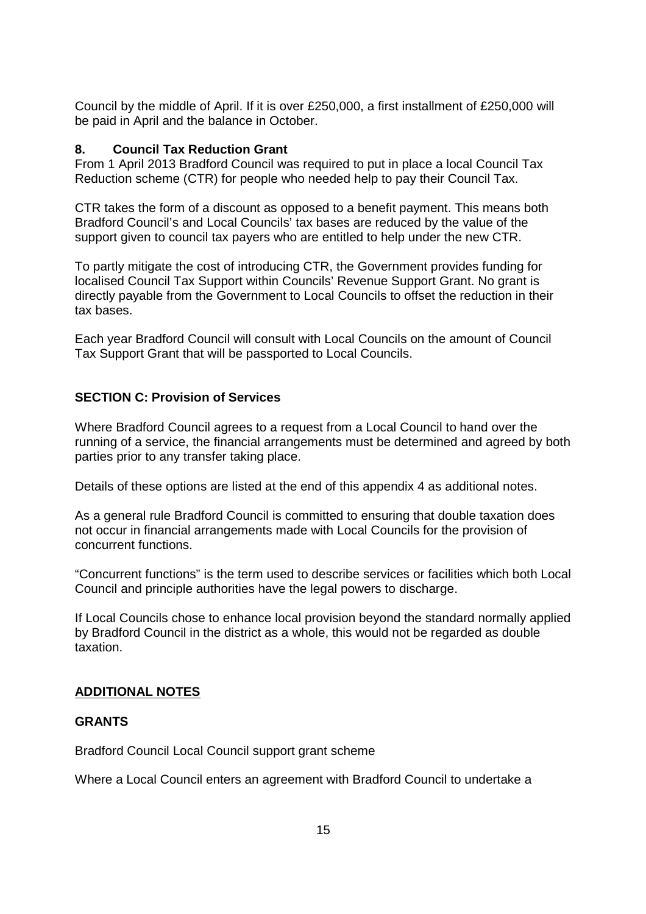Council by the middle of April. If it is over £250,000, a first installment of £250,000 will be paid in April and the balance in October.

### 8. Council Tax Reduction Grant

From 1 April 2013 Bradford Council was required to put in place a local Council Tax Reduction scheme (CTR) for people who needed help to pay their Council Tax.

CTR takes the form of a discount as opposed to a benefit payment. This means both Bradford Council's and Local Councils' tax bases are reduced by the value of the support given to council tax payers who are entitled to help under the new CTR.

To partly mitigate the cost of introducing CTR, the Government provides funding for localised Council Tax Support within Councils' Revenue Support Grant. No grant is directly payable from the Government to Local Councils to offset the reduction in their tax bases.

Each year Bradford Council will consult with Local Councils on the amount of Council Tax Support Grant that will be passported to Local Councils.

## SECTION C: Provision of Services

Where Bradford Council agrees to a request from a Local Council to hand over the running of a service, the financial arrangements must be determined and agreed by both parties prior to any transfer taking place.

Details of these options are listed at the end of this appendix 4 as additional notes.

As a general rule Bradford Council is committed to ensuring that double taxation does not occur in financial arrangements made with Local Councils for the provision of concurrent functions.

"Concurrent functions" is the term used to describe services or facilities which both Local Council and principle authorities have the legal powers to discharge.

If Local Councils chose to enhance local provision beyond the standard normally applied by Bradford Council in the district as a whole, this would not be regarded as double taxation.

## ADDITIONAL NOTES

### GRANTS

Bradford Council Local Council support grant scheme

Where a Local Council enters an agreement with Bradford Council to undertake a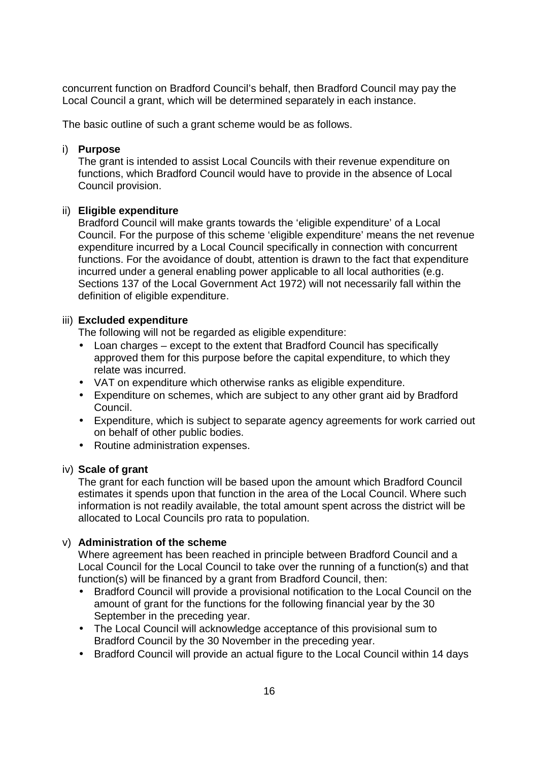concurrent function on Bradford Council's behalf, then Bradford Council may pay the Local Council a grant, which will be determined separately in each instance.

The basic outline of such a grant scheme would be as follows.

i) **Purpose**

The grant is intended to assist Local Councils with their revenue expenditure on functions, which Bradford Council would have to provide in the absence of Local Council provision.

ii) **Eligible expenditure**

Bradford Council will make grants towards the 'eligible expenditure' of a Local Council. For the purpose of this scheme 'eligible expenditure' means the net revenue expenditure incurred by a Local Council specifically in connection with concurrent functions. For the avoidance of doubt, attention is drawn to the fact that expenditure incurred under a general enabling power applicable to all local authorities (e.g. Sections 137 of the Local Government Act 1972) will not necessarily fall within the definition of eligible expenditure.

iii) **Excluded expenditure**

The following will not be regarded as eligible expenditure:

- Loan charges – except to the extent that Bradford Council has specifically approved them for this purpose before the capital expenditure, to which they relate was incurred.
- VAT on expenditure which otherwise ranks as eligible expenditure.
- Expenditure on schemes, which are subject to any other grant aid by Bradford Council.
- Expenditure, which is subject to separate agency agreements for work carried out on behalf of other public bodies.
- Routine administration expenses.

iv) **Scale of grant**

The grant for each function will be based upon the amount which Bradford Council estimates it spends upon that function in the area of the Local Council. Where such information is not readily available, the total amount spent across the district will be allocated to Local Councils pro rata to population.

v) **Administration of the scheme**

Where agreement has been reached in principle between Bradford Council and a Local Council for the Local Council to take over the running of a function(s) and that function(s) will be financed by a grant from Bradford Council, then:

- Bradford Council will provide a provisional notification to the Local Council on the amount of grant for the functions for the following financial year by the 30 September in the preceding year.
- The Local Council will acknowledge acceptance of this provisional sum to Bradford Council by the 30 November in the preceding year.
- Bradford Council will provide an actual figure to the Local Council within 14 days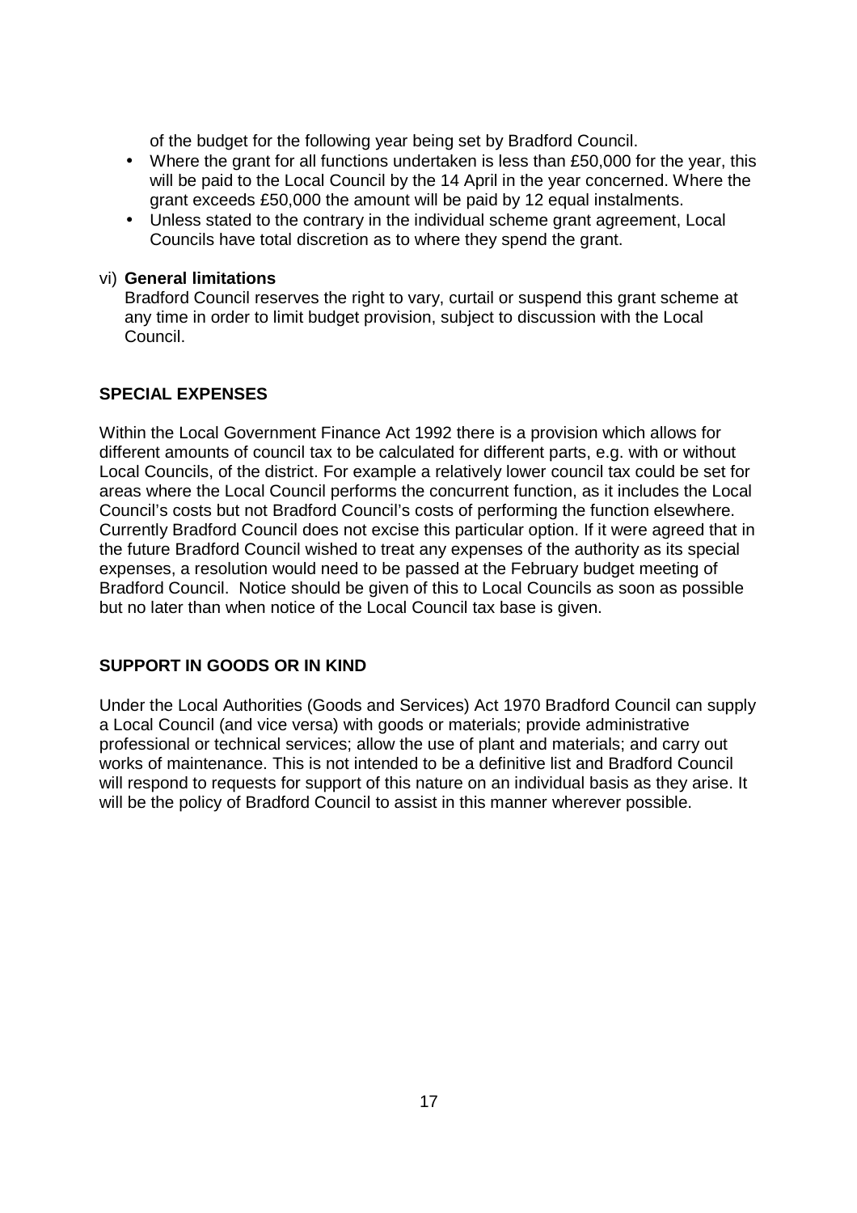of the budget for the following year being set by Bradford Council.

- Where the grant for all functions undertaken is less than £50,000 for the year, this will be paid to the Local Council by the 14 April in the year concerned. Where the grant exceeds £50,000 the amount will be paid by 12 equal instalments.
- Unless stated to the contrary in the individual scheme grant agreement, Local Councils have total discretion as to where they spend the grant.

vi) **General limitations**

Bradford Council reserves the right to vary, curtail or suspend this grant scheme at any time in order to limit budget provision, subject to discussion with the Local Council.

**SPECIAL EXPENSES**

Within the Local Government Finance Act 1992 there is a provision which allows for different amounts of council tax to be calculated for different parts, e.g. with or without Local Councils, of the district. For example a relatively lower council tax could be set for areas where the Local Council performs the concurrent function, as it includes the Local Council's costs but not Bradford Council's costs of performing the function elsewhere. Currently Bradford Council does not excise this particular option. If it were agreed that in the future Bradford Council wished to treat any expenses of the authority as its special expenses, a resolution would need to be passed at the February budget meeting of Bradford Council. Notice should be given of this to Local Councils as soon as possible but no later than when notice of the Local Council tax base is given.

**SUPPORT IN GOODS OR IN KIND**

Under the Local Authorities (Goods and Services) Act 1970 Bradford Council can supply a Local Council (and vice versa) with goods or materials; provide administrative professional or technical services; allow the use of plant and materials; and carry out works of maintenance. This is not intended to be a definitive list and Bradford Council will respond to requests for support of this nature on an individual basis as they arise. It will be the policy of Bradford Council to assist in this manner wherever possible.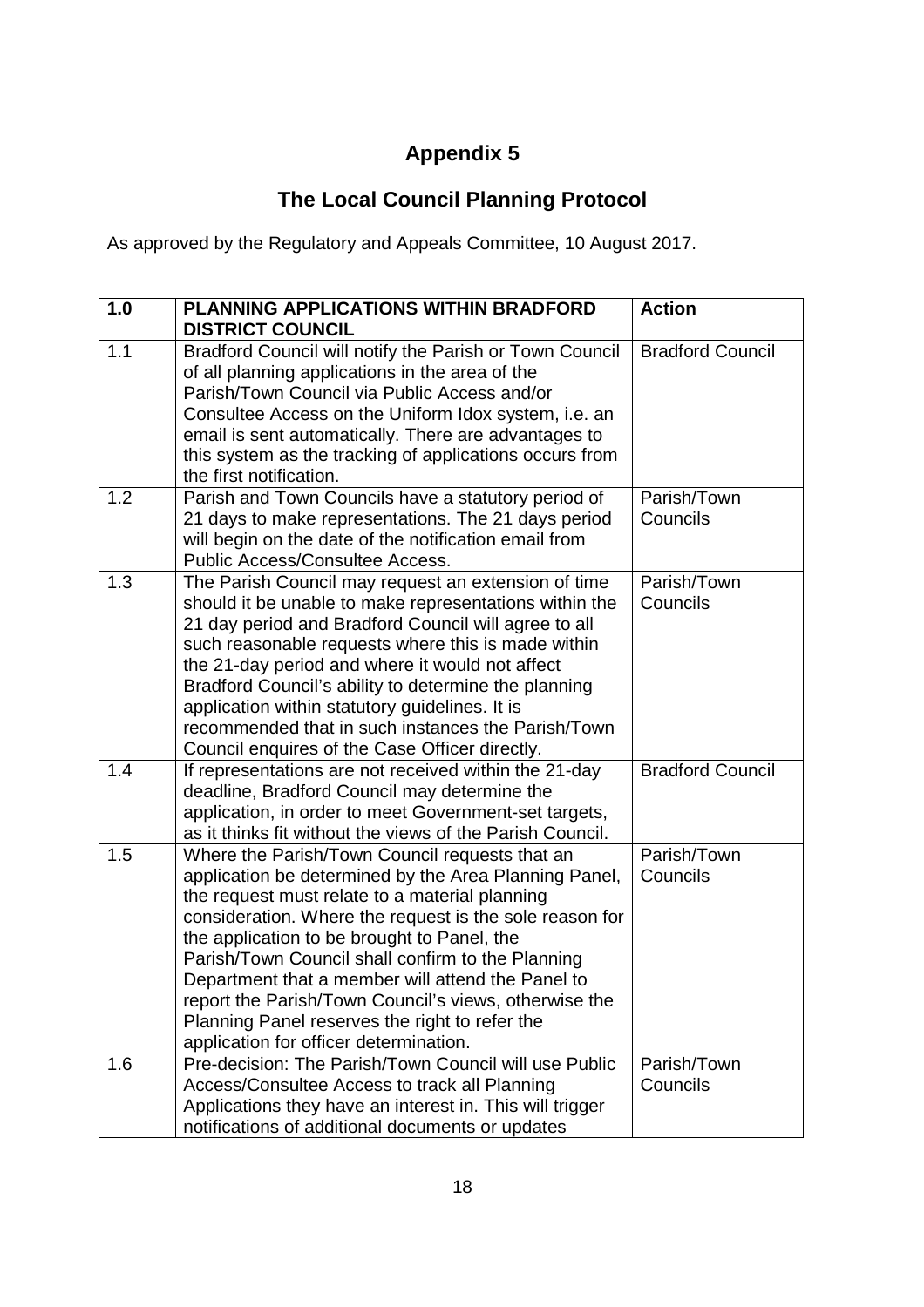# Appendix 5

## The Local Council Planning Protocol

As approved by the Regulatory and Appeals Committee, 10 August 2017.

| 1.0 | PLANNING APPLICATIONS WITHIN BRADFORD DISTRICT COUNCIL | Action |
|---|---|---|
| 1.1 | Bradford Council will notify the Parish or Town Council of all planning applications in the area of the Parish/Town Council via Public Access and/or Consultee Access on the Uniform Idox system, i.e. an email is sent automatically. There are advantages to this system as the tracking of applications occurs from the first notification. | Bradford Council |
| 1.2 | Parish and Town Councils have a statutory period of 21 days to make representations. The 21 days period will begin on the date of the notification email from Public Access/Consultee Access. | Parish/Town Councils |
| 1.3 | The Parish Council may request an extension of time should it be unable to make representations within the 21 day period and Bradford Council will agree to all such reasonable requests where this is made within the 21-day period and where it would not affect Bradford Council's ability to determine the planning application within statutory guidelines. It is recommended that in such instances the Parish/Town Council enquires of the Case Officer directly. | Parish/Town Councils |
| 1.4 | If representations are not received within the 21-day deadline, Bradford Council may determine the application, in order to meet Government-set targets, as it thinks fit without the views of the Parish Council. | Bradford Council |
| 1.5 | Where the Parish/Town Council requests that an application be determined by the Area Planning Panel, the request must relate to a material planning consideration. Where the request is the sole reason for the application to be brought to Panel, the Parish/Town Council shall confirm to the Planning Department that a member will attend the Panel to report the Parish/Town Council's views, otherwise the Planning Panel reserves the right to refer the application for officer determination. | Parish/Town Councils |
| 1.6 | Pre-decision: The Parish/Town Council will use Public Access/Consultee Access to track all Planning Applications they have an interest in. This will trigger notifications of additional documents or updates | Parish/Town Councils |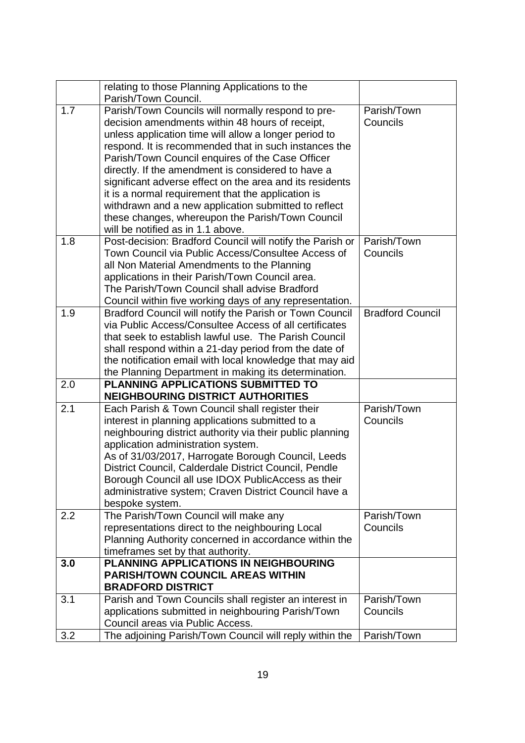| | | |
|---|---|---|
| | relating to those Planning Applications to the Parish/Town Council. | |
| 1.7 | Parish/Town Councils will normally respond to pre-decision amendments within 48 hours of receipt, unless application time will allow a longer period to respond. It is recommended that in such instances the Parish/Town Council enquires of the Case Officer directly. If the amendment is considered to have a significant adverse effect on the area and its residents it is a normal requirement that the application is withdrawn and a new application submitted to reflect these changes, whereupon the Parish/Town Council will be notified as in 1.1 above. | Parish/Town Councils |
| 1.8 | Post-decision: Bradford Council will notify the Parish or Town Council via Public Access/Consultee Access of all Non Material Amendments to the Planning applications in their Parish/Town Council area. The Parish/Town Council shall advise Bradford Council within five working days of any representation. | Parish/Town Councils |
| 1.9 | Bradford Council will notify the Parish or Town Council via Public Access/Consultee Access of all certificates that seek to establish lawful use. The Parish Council shall respond within a 21-day period from the date of the notification email with local knowledge that may aid the Planning Department in making its determination. | Bradford Council |
| 2.0 | **PLANNING APPLICATIONS SUBMITTED TO NEIGHBOURING DISTRICT AUTHORITIES** | |
| 2.1 | Each Parish & Town Council shall register their interest in planning applications submitted to a neighbouring district authority via their public planning application administration system. As of 31/03/2017, Harrogate Borough Council, Leeds District Council, Calderdale District Council, Pendle Borough Council all use IDOX PublicAccess as their administrative system; Craven District Council have a bespoke system. | Parish/Town Councils |
| 2.2 | The Parish/Town Council will make any representations direct to the neighbouring Local Planning Authority concerned in accordance within the timeframes set by that authority. | Parish/Town Councils |
| **3.0** | **PLANNING APPLICATIONS IN NEIGHBOURING PARISH/TOWN COUNCIL AREAS WITHIN BRADFORD DISTRICT** | |
| 3.1 | Parish and Town Councils shall register an interest in applications submitted in neighbouring Parish/Town Council areas via Public Access. | Parish/Town Councils |
| 3.2 | The adjoining Parish/Town Council will reply within the | Parish/Town |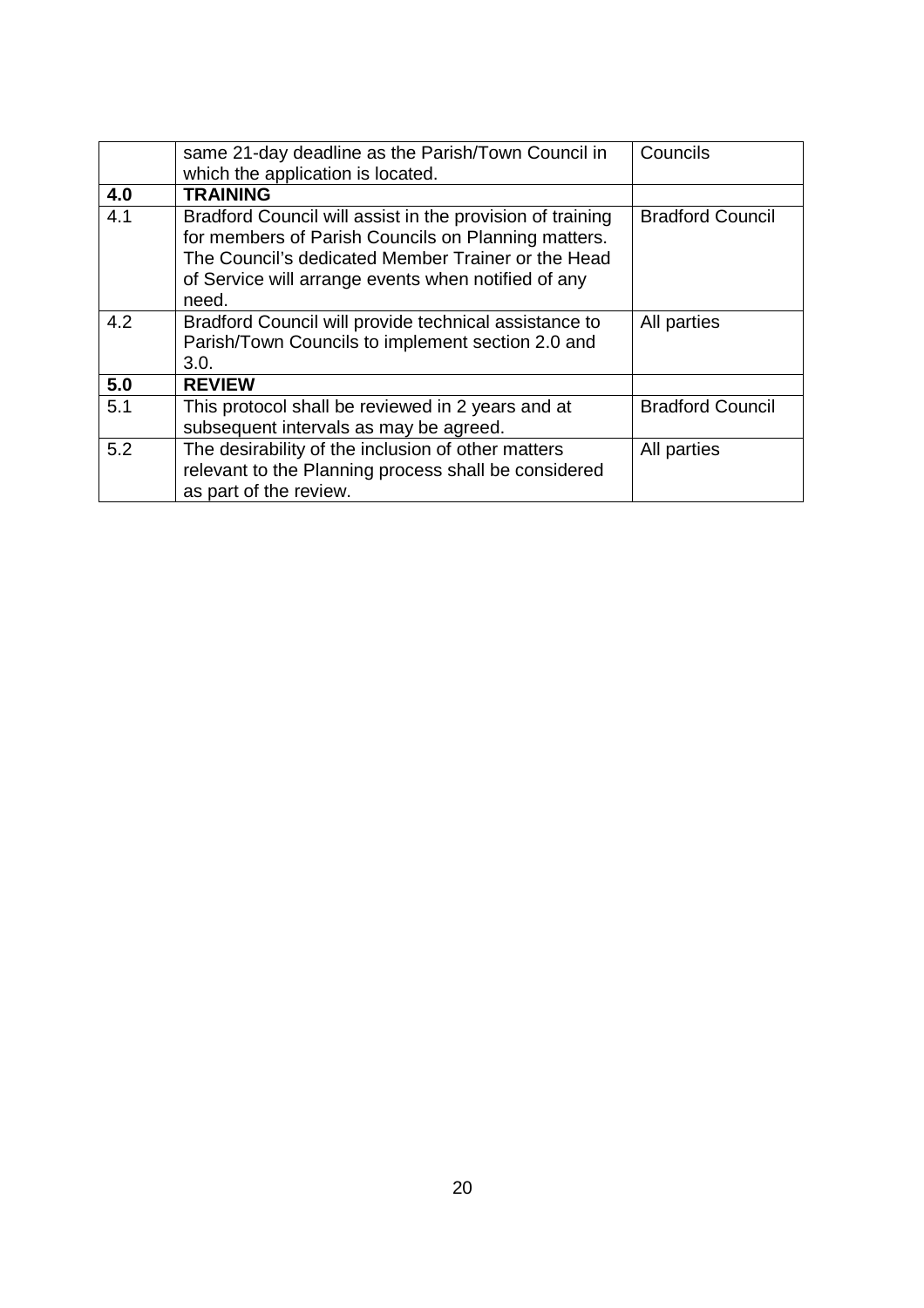| | | |
|---|---|---|
| | same 21-day deadline as the Parish/Town Council in which the application is located. | Councils |
| **4.0** | **TRAINING** | |
| 4.1 | Bradford Council will assist in the provision of training for members of Parish Councils on Planning matters. The Council's dedicated Member Trainer or the Head of Service will arrange events when notified of any need. | Bradford Council |
| 4.2 | Bradford Council will provide technical assistance to Parish/Town Councils to implement section 2.0 and 3.0. | All parties |
| **5.0** | **REVIEW** | |
| 5.1 | This protocol shall be reviewed in 2 years and at subsequent intervals as may be agreed. | Bradford Council |
| 5.2 | The desirability of the inclusion of other matters relevant to the Planning process shall be considered as part of the review. | All parties |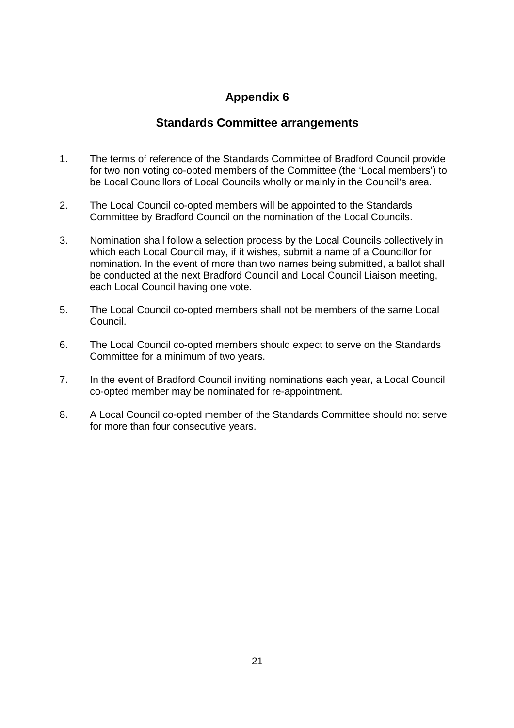# Appendix 6

## Standards Committee arrangements

1. The terms of reference of the Standards Committee of Bradford Council provide for two non voting co-opted members of the Committee (the 'Local members') to be Local Councillors of Local Councils wholly or mainly in the Council's area.

2. The Local Council co-opted members will be appointed to the Standards Committee by Bradford Council on the nomination of the Local Councils.

3. Nomination shall follow a selection process by the Local Councils collectively in which each Local Council may, if it wishes, submit a name of a Councillor for nomination. In the event of more than two names being submitted, a ballot shall be conducted at the next Bradford Council and Local Council Liaison meeting, each Local Council having one vote.

5. The Local Council co-opted members shall not be members of the same Local Council.

6. The Local Council co-opted members should expect to serve on the Standards Committee for a minimum of two years.

7. In the event of Bradford Council inviting nominations each year, a Local Council co-opted member may be nominated for re-appointment.

8. A Local Council co-opted member of the Standards Committee should not serve for more than four consecutive years.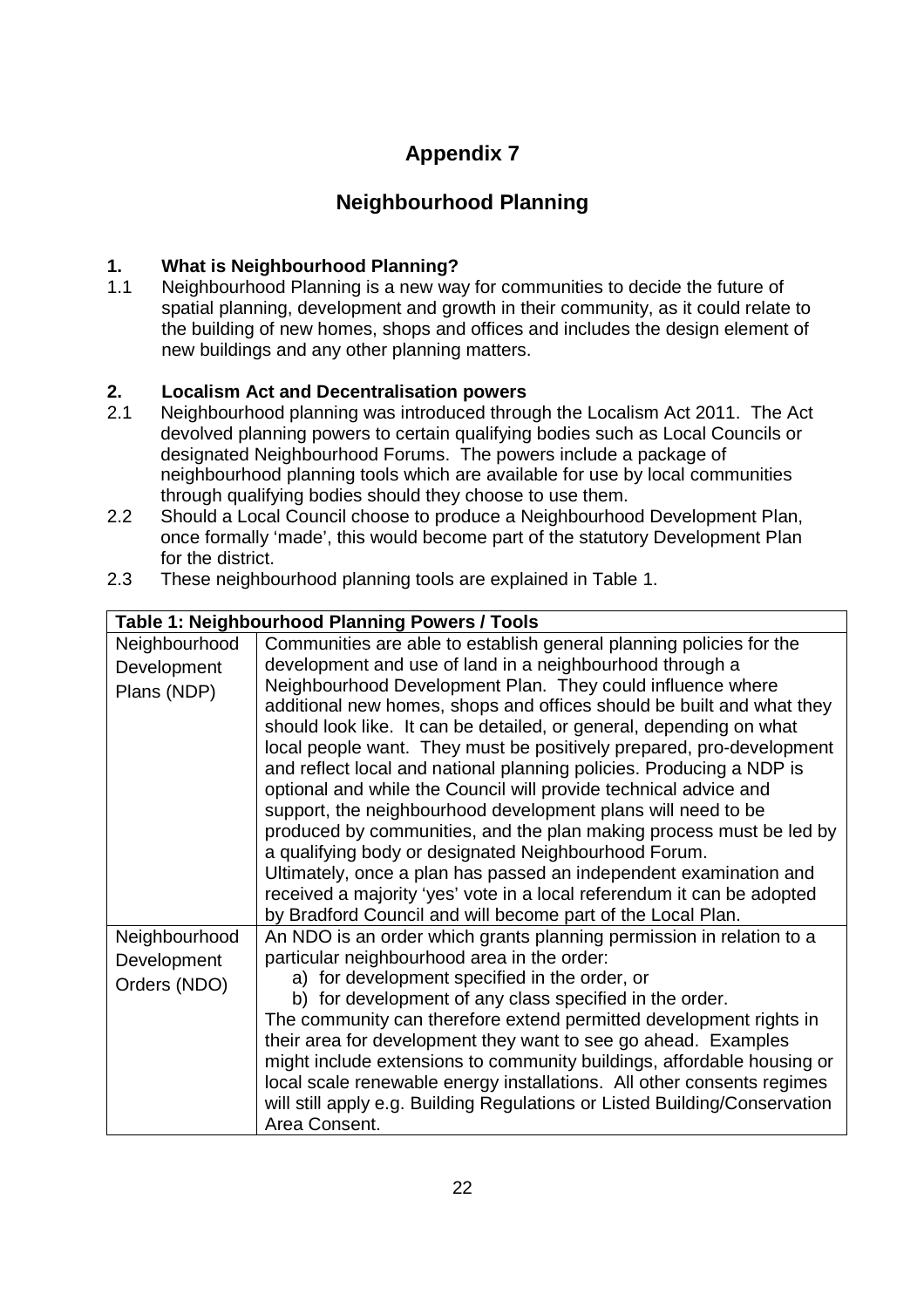# Appendix 7

## Neighbourhood Planning

### 1. What is Neighbourhood Planning?

1.1 Neighbourhood Planning is a new way for communities to decide the future of spatial planning, development and growth in their community, as it could relate to the building of new homes, shops and offices and includes the design element of new buildings and any other planning matters.

### 2. Localism Act and Decentralisation powers

2.1 Neighbourhood planning was introduced through the Localism Act 2011. The Act devolved planning powers to certain qualifying bodies such as Local Councils or designated Neighbourhood Forums. The powers include a package of neighbourhood planning tools which are available for use by local communities through qualifying bodies should they choose to use them.

2.2 Should a Local Council choose to produce a Neighbourhood Development Plan, once formally 'made', this would become part of the statutory Development Plan for the district.

2.3 These neighbourhood planning tools are explained in Table 1.

| **Table 1: Neighbourhood Planning Powers / Tools** | |
|---|---|
| Neighbourhood Development Plans (NDP) | Communities are able to establish general planning policies for the development and use of land in a neighbourhood through a Neighbourhood Development Plan. They could influence where additional new homes, shops and offices should be built and what they should look like. It can be detailed, or general, depending on what local people want. They must be positively prepared, pro-development and reflect local and national planning policies. Producing a NDP is optional and while the Council will provide technical advice and support, the neighbourhood development plans will need to be produced by communities, and the plan making process must be led by a qualifying body or designated Neighbourhood Forum. Ultimately, once a plan has passed an independent examination and received a majority 'yes' vote in a local referendum it can be adopted by Bradford Council and will become part of the Local Plan. |
| Neighbourhood Development Orders (NDO) | An NDO is an order which grants planning permission in relation to a particular neighbourhood area in the order: a) for development specified in the order, or b) for development of any class specified in the order. The community can therefore extend permitted development rights in their area for development they want to see go ahead. Examples might include extensions to community buildings, affordable housing or local scale renewable energy installations. All other consents regimes will still apply e.g. Building Regulations or Listed Building/Conservation Area Consent. |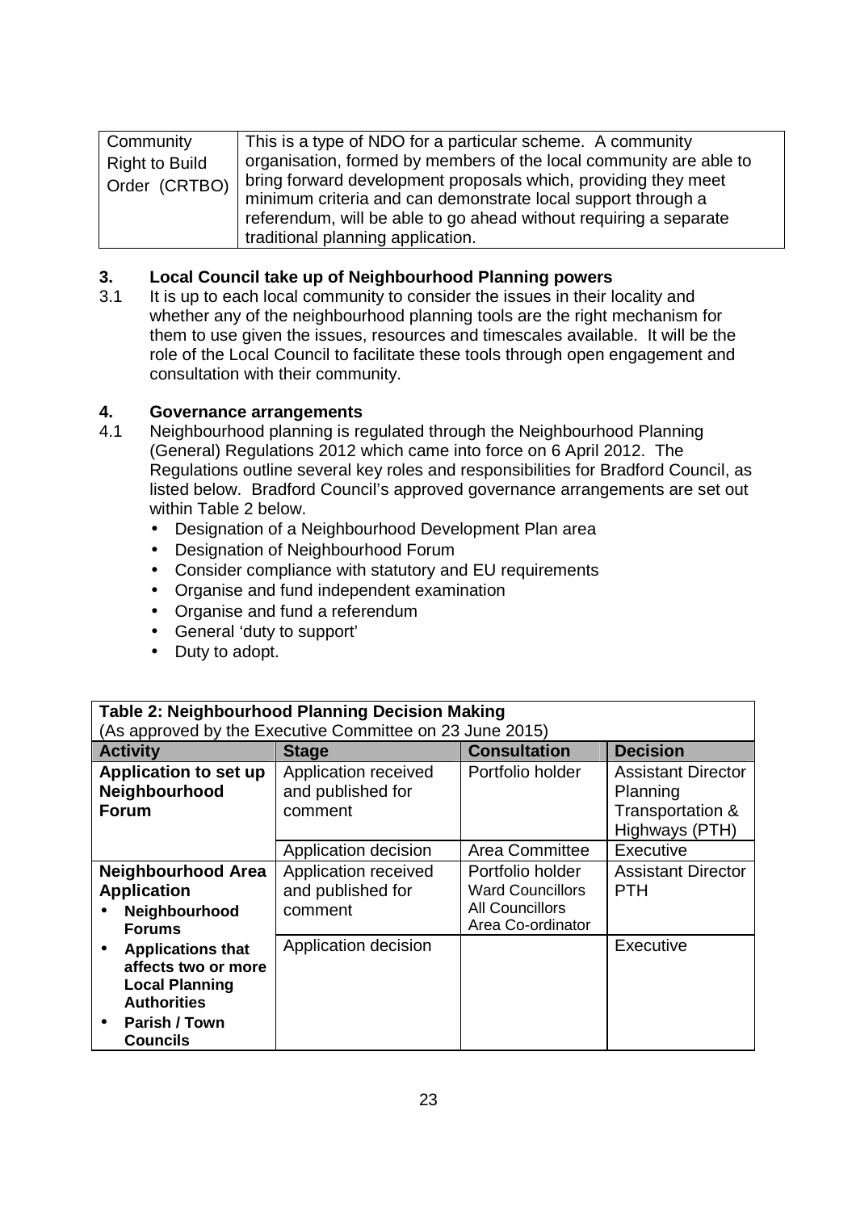| Community Right to Build Order (CRTBO) | This is a type of NDO for a particular scheme. A community organisation, formed by members of the local community are able to bring forward development proposals which, providing they meet minimum criteria and can demonstrate local support through a referendum, will be able to go ahead without requiring a separate traditional planning application. |
|---|---|

## 3. Local Council take up of Neighbourhood Planning powers

3.1 It is up to each local community to consider the issues in their locality and whether any of the neighbourhood planning tools are the right mechanism for them to use given the issues, resources and timescales available. It will be the role of the Local Council to facilitate these tools through open engagement and consultation with their community.

## 4. Governance arrangements

4.1 Neighbourhood planning is regulated through the Neighbourhood Planning (General) Regulations 2012 which came into force on 6 April 2012. The Regulations outline several key roles and responsibilities for Bradford Council, as listed below. Bradford Council's approved governance arrangements are set out within Table 2 below.

- Designation of a Neighbourhood Development Plan area
- Designation of Neighbourhood Forum
- Consider compliance with statutory and EU requirements
- Organise and fund independent examination
- Organise and fund a referendum
- General 'duty to support'
- Duty to adopt.

**Table 2: Neighbourhood Planning Decision Making**
(As approved by the Executive Committee on 23 June 2015)

| Activity | Stage | Consultation | Decision |
|---|---|---|---|
| **Application to set up Neighbourhood Forum** | Application received and published for comment | Portfolio holder | Assistant Director Planning Transportation & Highways (PTH) |
| | Application decision | Area Committee | Executive |
| **Neighbourhood Area Application**<br>• **Neighbourhood Forums**<br>• **Applications that affects two or more Local Planning Authorities**<br>• **Parish / Town Councils** | Application received and published for comment | Portfolio holder<br>Ward Councillors<br>All Councillors<br>Area Co-ordinator | Assistant Director PTH |
| | Application decision | | Executive |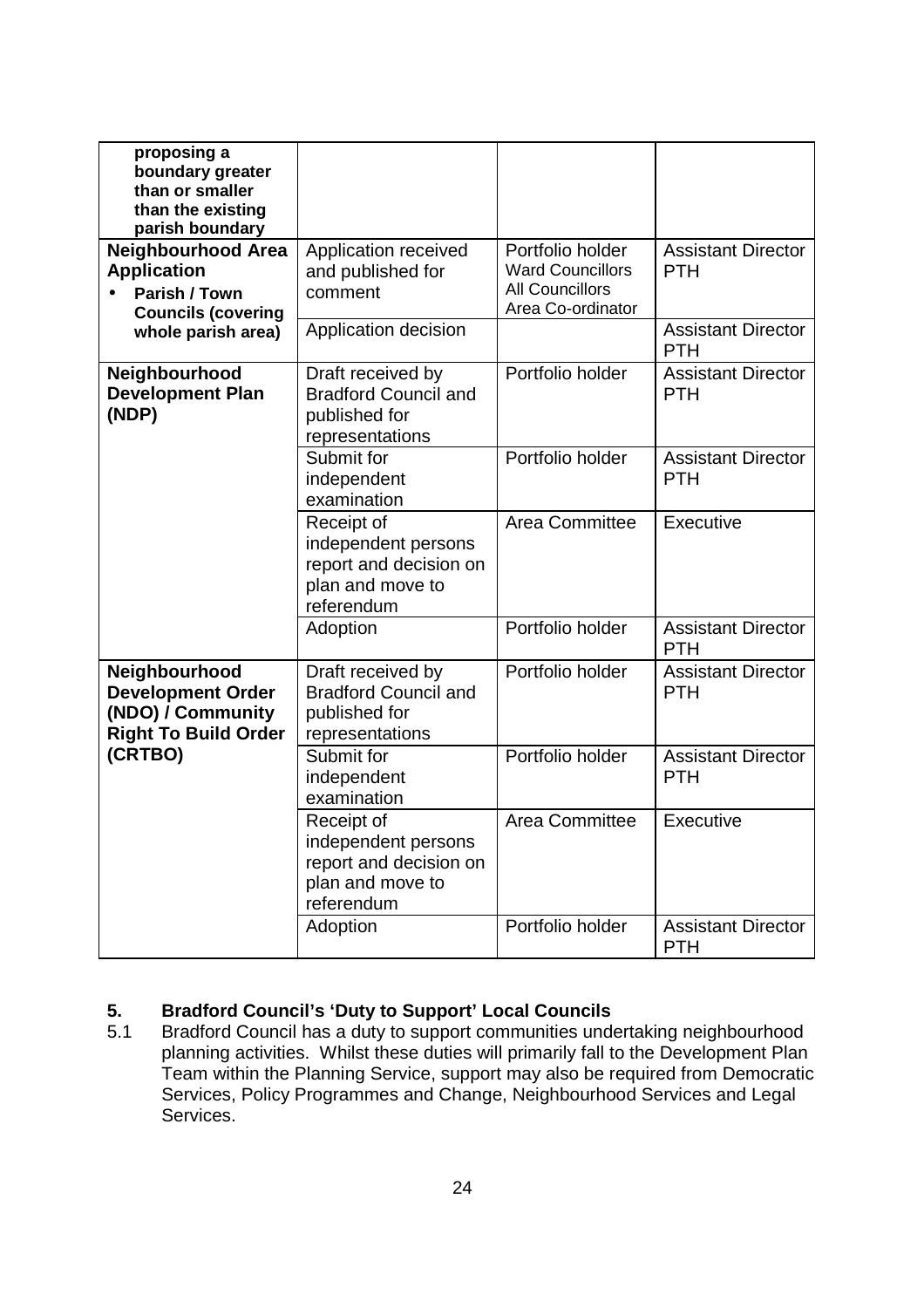| | | | |
|---|---|---|---|
| **proposing a boundary greater than or smaller than the existing parish boundary** | | | |
| **Neighbourhood Area Application**<br>• **Parish / Town Councils (covering whole parish area)** | Application received and published for comment | Portfolio holder<br>Ward Councillors<br>All Councillors<br>Area Co-ordinator | Assistant Director PTH |
| | Application decision | | Assistant Director PTH |
| **Neighbourhood Development Plan (NDP)** | Draft received by Bradford Council and published for representations | Portfolio holder | Assistant Director PTH |
| | Submit for independent examination | Portfolio holder | Assistant Director PTH |
| | Receipt of independent persons report and decision on plan and move to referendum | Area Committee | Executive |
| | Adoption | Portfolio holder | Assistant Director PTH |
| **Neighbourhood Development Order (NDO) / Community Right To Build Order (CRTBO)** | Draft received by Bradford Council and published for representations | Portfolio holder | Assistant Director PTH |
| | Submit for independent examination | Portfolio holder | Assistant Director PTH |
| | Receipt of independent persons report and decision on plan and move to referendum | Area Committee | Executive |
| | Adoption | Portfolio holder | Assistant Director PTH |

## 5. Bradford Council's 'Duty to Support' Local Councils

5.1 Bradford Council has a duty to support communities undertaking neighbourhood planning activities. Whilst these duties will primarily fall to the Development Plan Team within the Planning Service, support may also be required from Democratic Services, Policy Programmes and Change, Neighbourhood Services and Legal Services.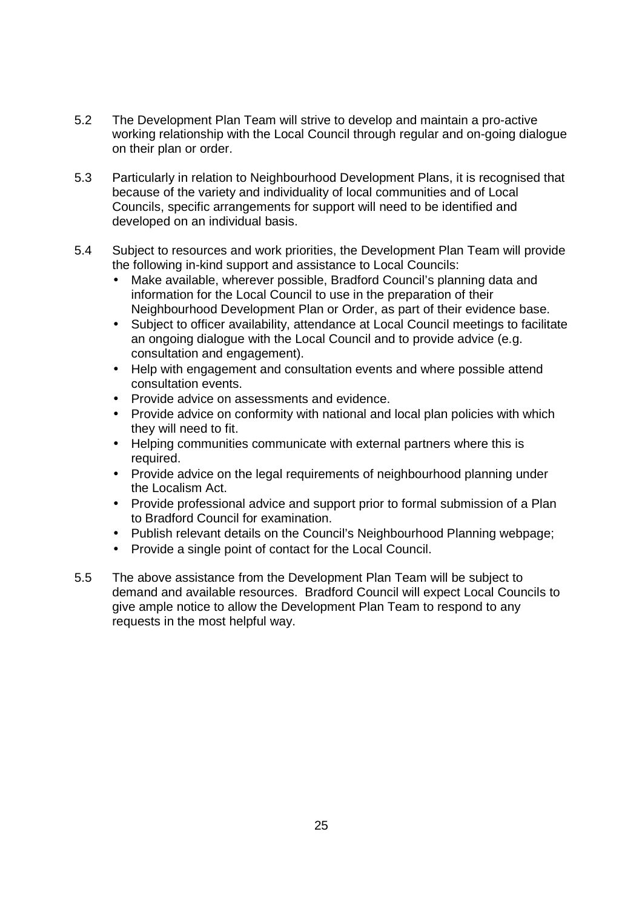5.2 The Development Plan Team will strive to develop and maintain a pro-active working relationship with the Local Council through regular and on-going dialogue on their plan or order.

5.3 Particularly in relation to Neighbourhood Development Plans, it is recognised that because of the variety and individuality of local communities and of Local Councils, specific arrangements for support will need to be identified and developed on an individual basis.

5.4 Subject to resources and work priorities, the Development Plan Team will provide the following in-kind support and assistance to Local Councils:

- Make available, wherever possible, Bradford Council's planning data and information for the Local Council to use in the preparation of their Neighbourhood Development Plan or Order, as part of their evidence base.
- Subject to officer availability, attendance at Local Council meetings to facilitate an ongoing dialogue with the Local Council and to provide advice (e.g. consultation and engagement).
- Help with engagement and consultation events and where possible attend consultation events.
- Provide advice on assessments and evidence.
- Provide advice on conformity with national and local plan policies with which they will need to fit.
- Helping communities communicate with external partners where this is required.
- Provide advice on the legal requirements of neighbourhood planning under the Localism Act.
- Provide professional advice and support prior to formal submission of a Plan to Bradford Council for examination.
- Publish relevant details on the Council's Neighbourhood Planning webpage;
- Provide a single point of contact for the Local Council.

5.5 The above assistance from the Development Plan Team will be subject to demand and available resources. Bradford Council will expect Local Councils to give ample notice to allow the Development Plan Team to respond to any requests in the most helpful way.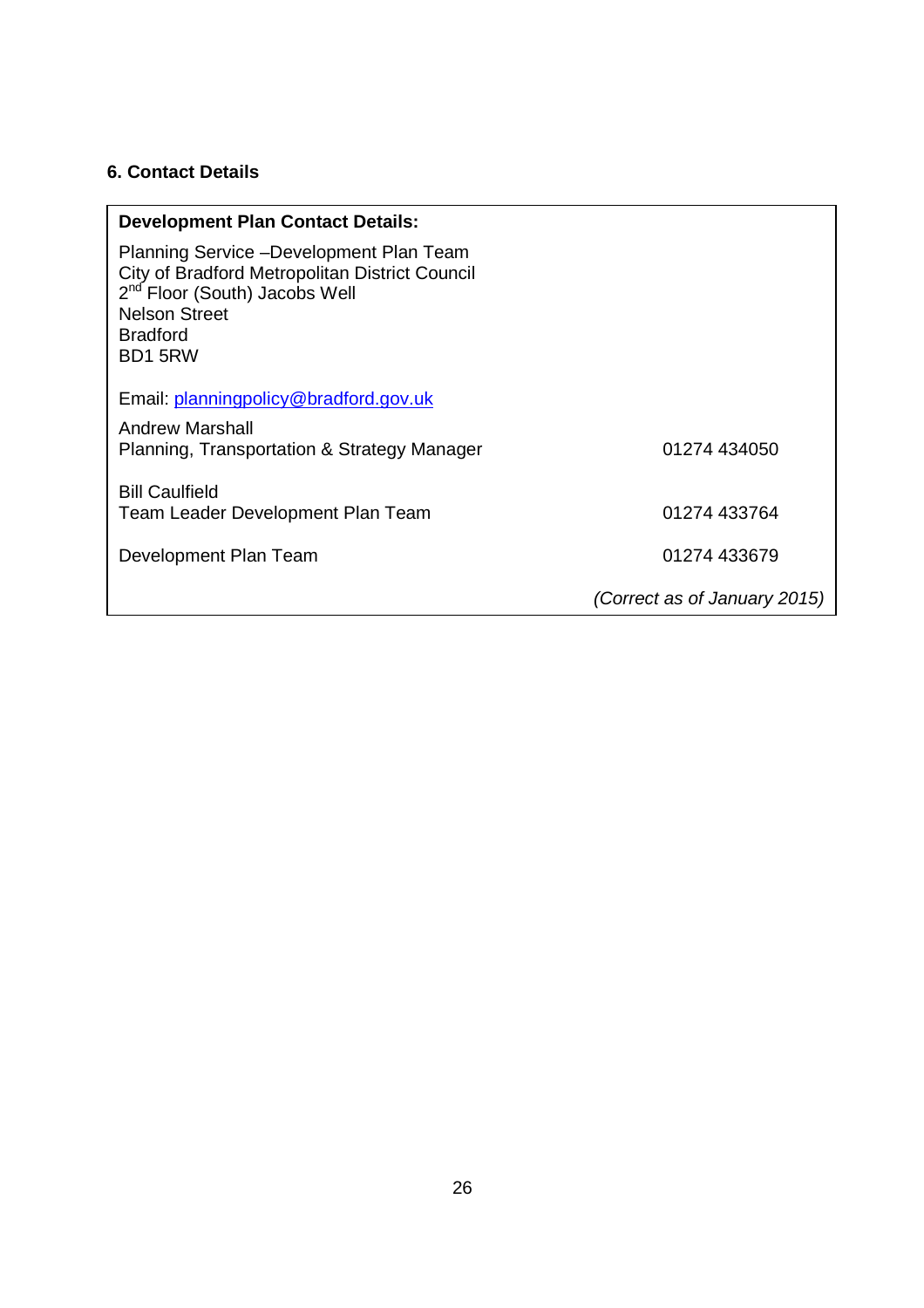## 6. Contact Details

**Development Plan Contact Details:**

Planning Service –Development Plan Team
City of Bradford Metropolitan District Council
2nd Floor (South) Jacobs Well
Nelson Street
Bradford
BD1 5RW

Email: planningpolicy@bradford.gov.uk

| | |
|---|---|
| Andrew Marshall<br>Planning, Transportation & Strategy Manager | 01274 434050 |
| Bill Caulfield<br>Team Leader Development Plan Team | 01274 433764 |
| Development Plan Team | 01274 433679 |

*(Correct as of January 2015)*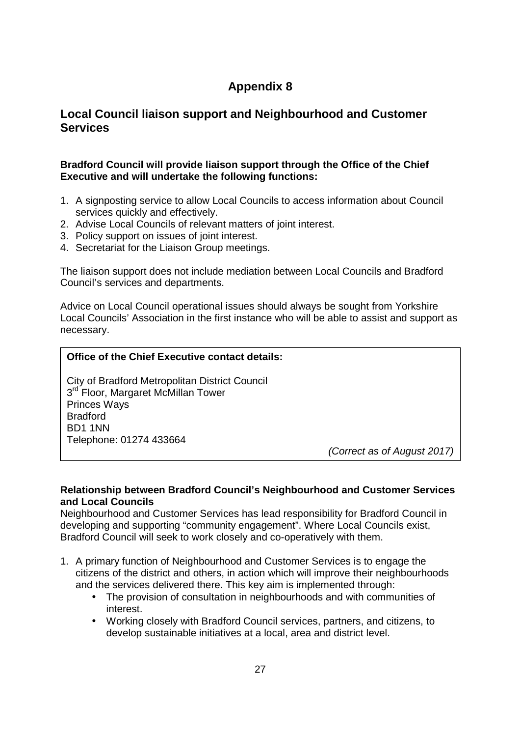# Appendix 8

## Local Council liaison support and Neighbourhood and Customer Services

**Bradford Council will provide liaison support through the Office of the Chief Executive and will undertake the following functions:**

1. A signposting service to allow Local Councils to access information about Council services quickly and effectively.
2. Advise Local Councils of relevant matters of joint interest.
3. Policy support on issues of joint interest.
4. Secretariat for the Liaison Group meetings.

The liaison support does not include mediation between Local Councils and Bradford Council's services and departments.

Advice on Local Council operational issues should always be sought from Yorkshire Local Councils' Association in the first instance who will be able to assist and support as necessary.

> **Office of the Chief Executive contact details:**
>
> City of Bradford Metropolitan District Council
> 3rd Floor, Margaret McMillan Tower
> Princes Ways
> Bradford
> BD1 1NN
> Telephone: 01274 433664
>
> *(Correct as of August 2017)*

**Relationship between Bradford Council's Neighbourhood and Customer Services and Local Councils**
Neighbourhood and Customer Services has lead responsibility for Bradford Council in developing and supporting "community engagement". Where Local Councils exist, Bradford Council will seek to work closely and co-operatively with them.

1. A primary function of Neighbourhood and Customer Services is to engage the citizens of the district and others, in action which will improve their neighbourhoods and the services delivered there. This key aim is implemented through:
   - The provision of consultation in neighbourhoods and with communities of interest.
   - Working closely with Bradford Council services, partners, and citizens, to develop sustainable initiatives at a local, area and district level.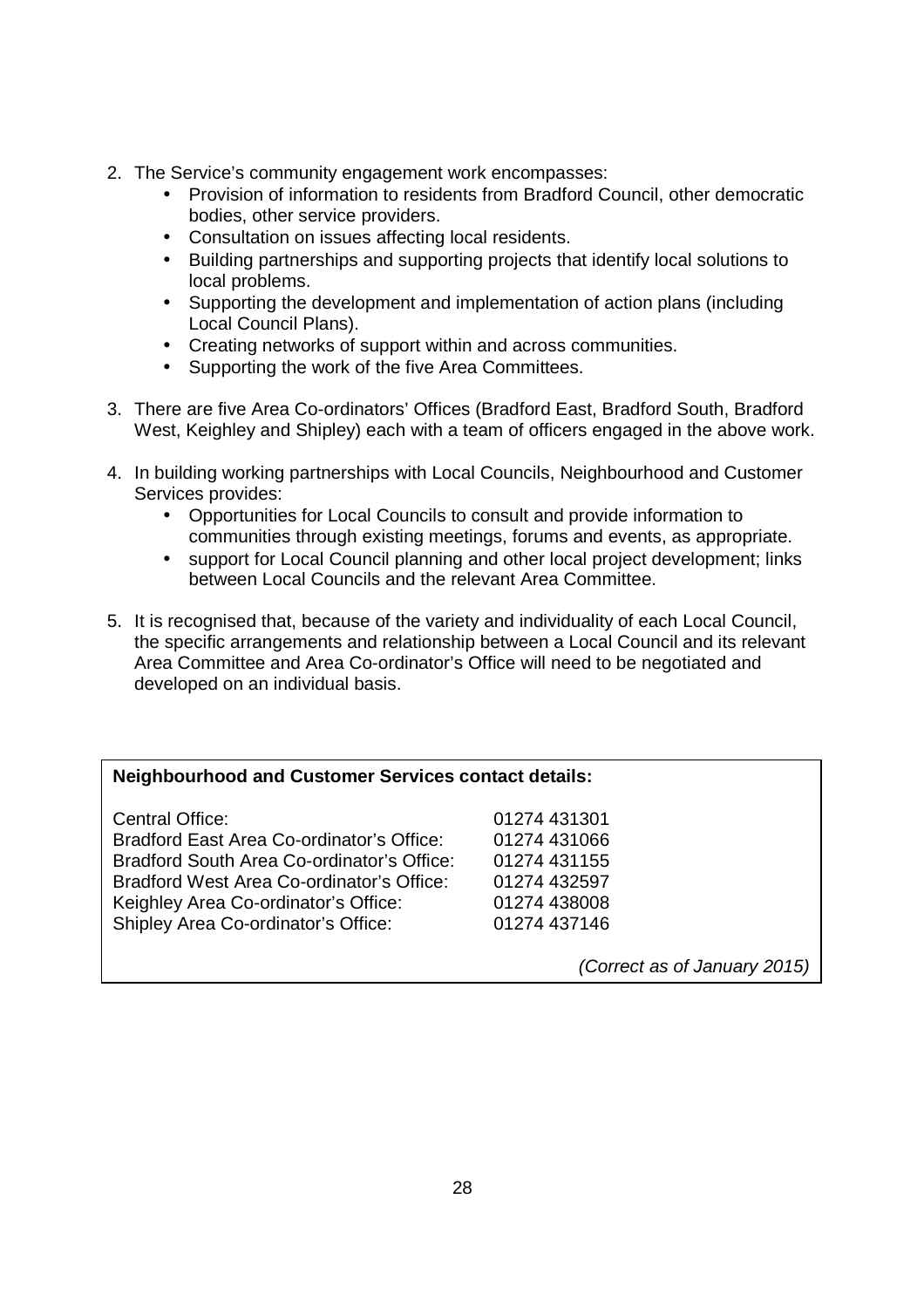2. The Service's community engagement work encompasses:
    - Provision of information to residents from Bradford Council, other democratic bodies, other service providers.
    - Consultation on issues affecting local residents.
    - Building partnerships and supporting projects that identify local solutions to local problems.
    - Supporting the development and implementation of action plans (including Local Council Plans).
    - Creating networks of support within and across communities.
    - Supporting the work of the five Area Committees.

3. There are five Area Co-ordinators' Offices (Bradford East, Bradford South, Bradford West, Keighley and Shipley) each with a team of officers engaged in the above work.

4. In building working partnerships with Local Councils, Neighbourhood and Customer Services provides:
    - Opportunities for Local Councils to consult and provide information to communities through existing meetings, forums and events, as appropriate.
    - support for Local Council planning and other local project development; links between Local Councils and the relevant Area Committee.

5. It is recognised that, because of the variety and individuality of each Local Council, the specific arrangements and relationship between a Local Council and its relevant Area Committee and Area Co-ordinator's Office will need to be negotiated and developed on an individual basis.

**Neighbourhood and Customer Services contact details:**

| | |
|---|---|
| Central Office: | 01274 431301 |
| Bradford East Area Co-ordinator's Office: | 01274 431066 |
| Bradford South Area Co-ordinator's Office: | 01274 431155 |
| Bradford West Area Co-ordinator's Office: | 01274 432597 |
| Keighley Area Co-ordinator's Office: | 01274 438008 |
| Shipley Area Co-ordinator's Office: | 01274 437146 |

*(Correct as of January 2015)*